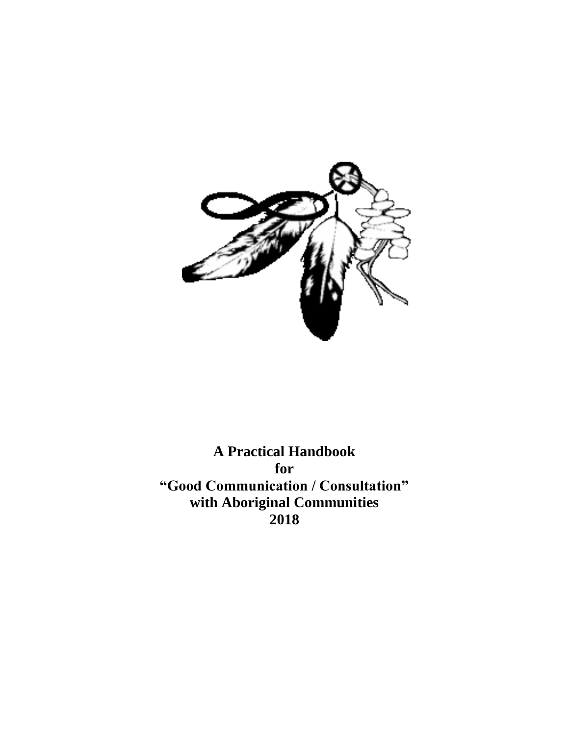# A Practical Handbook for "Good Communication / Consultation" with Aboriginal Communities 2018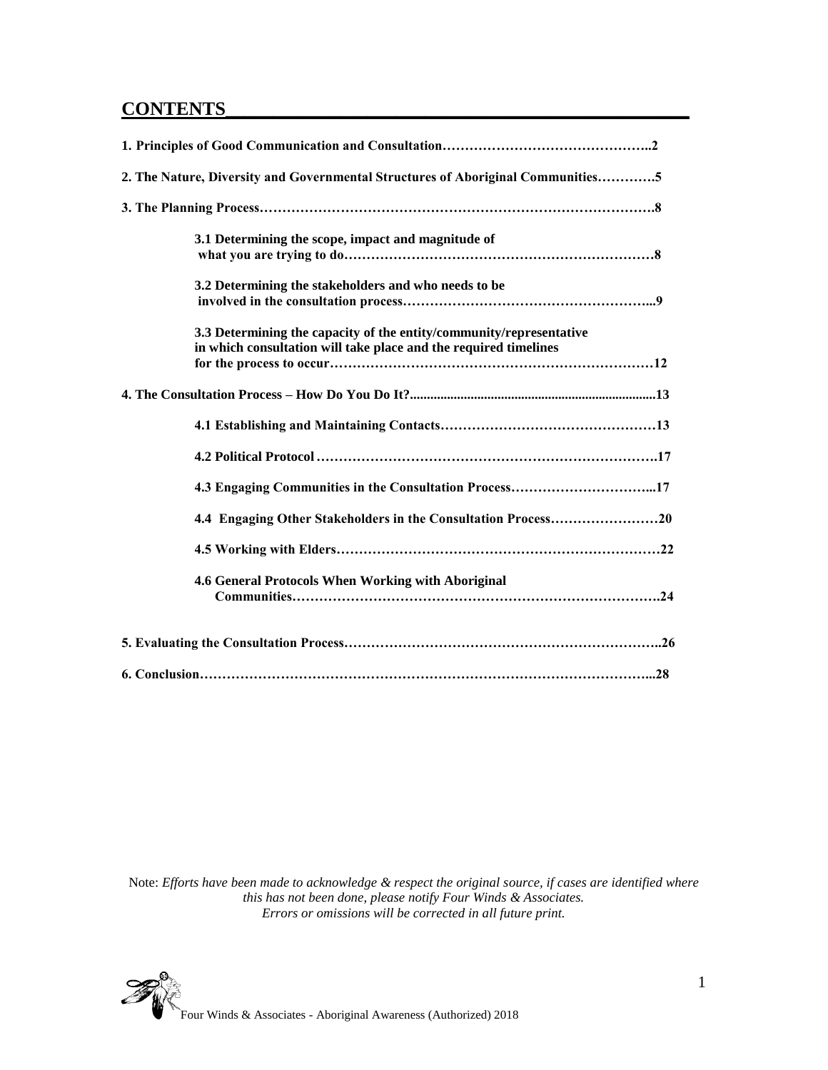## CONTENTS

**1. Principles of Good Communication and Consultation……………………………………….2**

**2. The Nature, Diversity and Governmental Structures of Aboriginal Communities………….5**

**3. The Planning Process……………………………………………………………………………8**

- **3.1 Determining the scope, impact and magnitude of what you are trying to do……………………………………………………………8**
- **3.2 Determining the stakeholders and who needs to be involved in the consultation process………………………………………………...9**
- **3.3 Determining the capacity of the entity/community/representative in which consultation will take place and the required timelines for the process to occur………………………………………………………………12**

**4. The Consultation Process – How Do You Do It?...........................................................................13**

- **4.1 Establishing and Maintaining Contacts…………………………………………13**
- **4.2 Political Protocol …………………………………………………………………..17**
- **4.3 Engaging Communities in the Consultation Process…………………………...17**
- **4.4 Engaging Other Stakeholders in the Consultation Process……………………20**
- **4.5 Working with Elders………………………………………………………………22**
- **4.6 General Protocols When Working with Aboriginal Communities……………………………………………………………………….24**

**5. Evaluating the Consultation Process……………………………………………………………..26**

**6. Conclusion………………………………………………………………………………………...28**

Note: *Efforts have been made to acknowledge & respect the original source, if cases are identified where this has not been done, please notify Four Winds & Associates. Errors or omissions will be corrected in all future print.*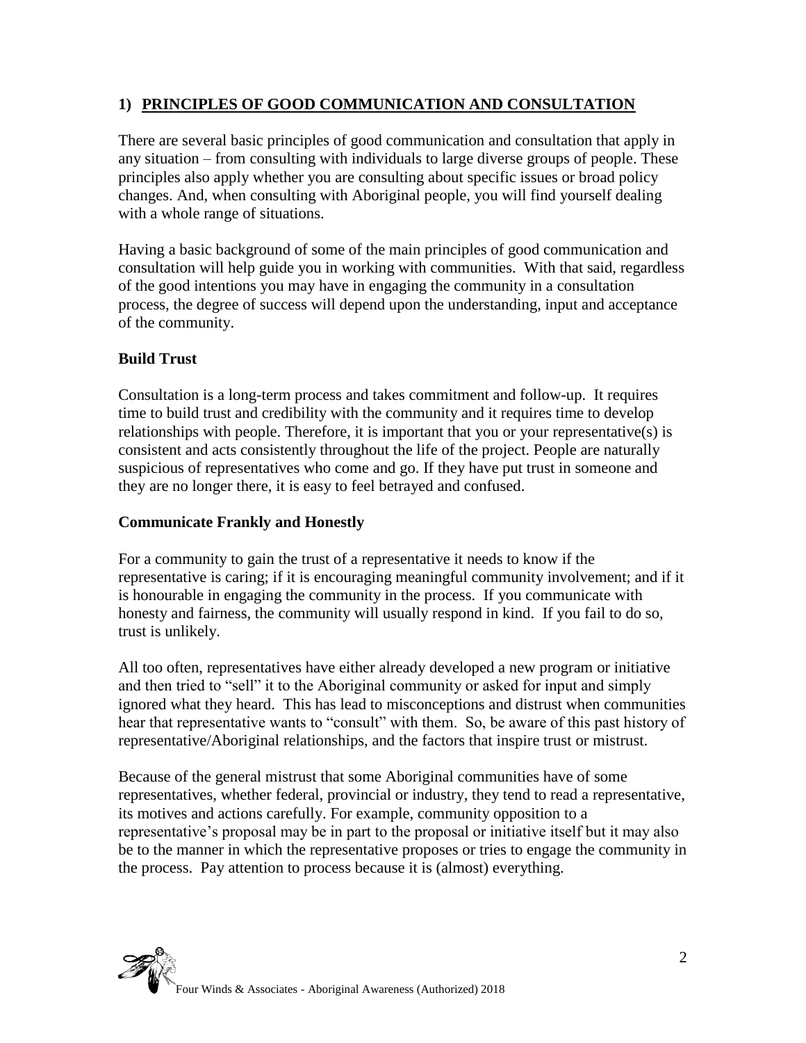## 1) PRINCIPLES OF GOOD COMMUNICATION AND CONSULTATION

There are several basic principles of good communication and consultation that apply in any situation – from consulting with individuals to large diverse groups of people. These principles also apply whether you are consulting about specific issues or broad policy changes. And, when consulting with Aboriginal people, you will find yourself dealing with a whole range of situations.

Having a basic background of some of the main principles of good communication and consultation will help guide you in working with communities. With that said, regardless of the good intentions you may have in engaging the community in a consultation process, the degree of success will depend upon the understanding, input and acceptance of the community.

### Build Trust

Consultation is a long-term process and takes commitment and follow-up. It requires time to build trust and credibility with the community and it requires time to develop relationships with people. Therefore, it is important that you or your representative(s) is consistent and acts consistently throughout the life of the project. People are naturally suspicious of representatives who come and go. If they have put trust in someone and they are no longer there, it is easy to feel betrayed and confused.

### Communicate Frankly and Honestly

For a community to gain the trust of a representative it needs to know if the representative is caring; if it is encouraging meaningful community involvement; and if it is honourable in engaging the community in the process. If you communicate with honesty and fairness, the community will usually respond in kind. If you fail to do so, trust is unlikely.

All too often, representatives have either already developed a new program or initiative and then tried to "sell" it to the Aboriginal community or asked for input and simply ignored what they heard. This has lead to misconceptions and distrust when communities hear that representative wants to "consult" with them. So, be aware of this past history of representative/Aboriginal relationships, and the factors that inspire trust or mistrust.

Because of the general mistrust that some Aboriginal communities have of some representatives, whether federal, provincial or industry, they tend to read a representative, its motives and actions carefully. For example, community opposition to a representative's proposal may be in part to the proposal or initiative itself but it may also be to the manner in which the representative proposes or tries to engage the community in the process. Pay attention to process because it is (almost) everything.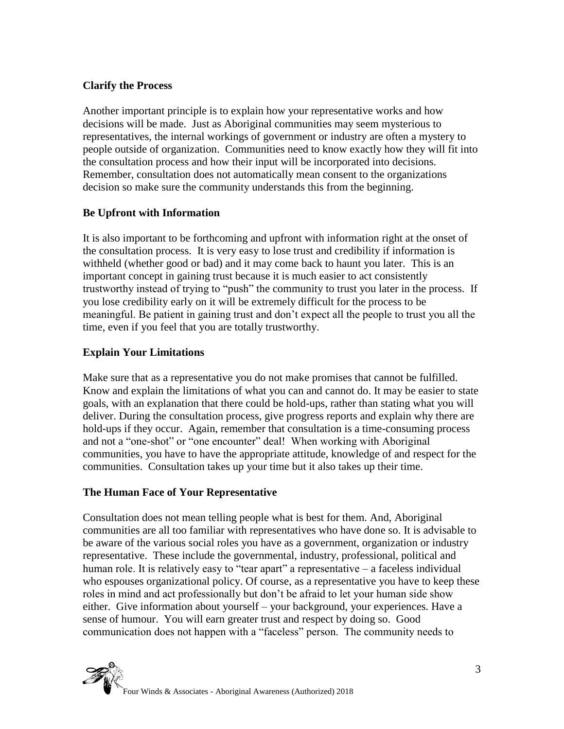### Clarify the Process

Another important principle is to explain how your representative works and how decisions will be made. Just as Aboriginal communities may seem mysterious to representatives, the internal workings of government or industry are often a mystery to people outside of organization. Communities need to know exactly how they will fit into the consultation process and how their input will be incorporated into decisions. Remember, consultation does not automatically mean consent to the organizations decision so make sure the community understands this from the beginning.

### Be Upfront with Information

It is also important to be forthcoming and upfront with information right at the onset of the consultation process. It is very easy to lose trust and credibility if information is withheld (whether good or bad) and it may come back to haunt you later. This is an important concept in gaining trust because it is much easier to act consistently trustworthy instead of trying to "push" the community to trust you later in the process. If you lose credibility early on it will be extremely difficult for the process to be meaningful. Be patient in gaining trust and don't expect all the people to trust you all the time, even if you feel that you are totally trustworthy.

### Explain Your Limitations

Make sure that as a representative you do not make promises that cannot be fulfilled. Know and explain the limitations of what you can and cannot do. It may be easier to state goals, with an explanation that there could be hold-ups, rather than stating what you will deliver. During the consultation process, give progress reports and explain why there are hold-ups if they occur. Again, remember that consultation is a time-consuming process and not a "one-shot" or "one encounter" deal! When working with Aboriginal communities, you have to have the appropriate attitude, knowledge of and respect for the communities. Consultation takes up your time but it also takes up their time.

### The Human Face of Your Representative

Consultation does not mean telling people what is best for them. And, Aboriginal communities are all too familiar with representatives who have done so. It is advisable to be aware of the various social roles you have as a government, organization or industry representative. These include the governmental, industry, professional, political and human role. It is relatively easy to "tear apart" a representative – a faceless individual who espouses organizational policy. Of course, as a representative you have to keep these roles in mind and act professionally but don't be afraid to let your human side show either. Give information about yourself – your background, your experiences. Have a sense of humour. You will earn greater trust and respect by doing so. Good communication does not happen with a "faceless" person. The community needs to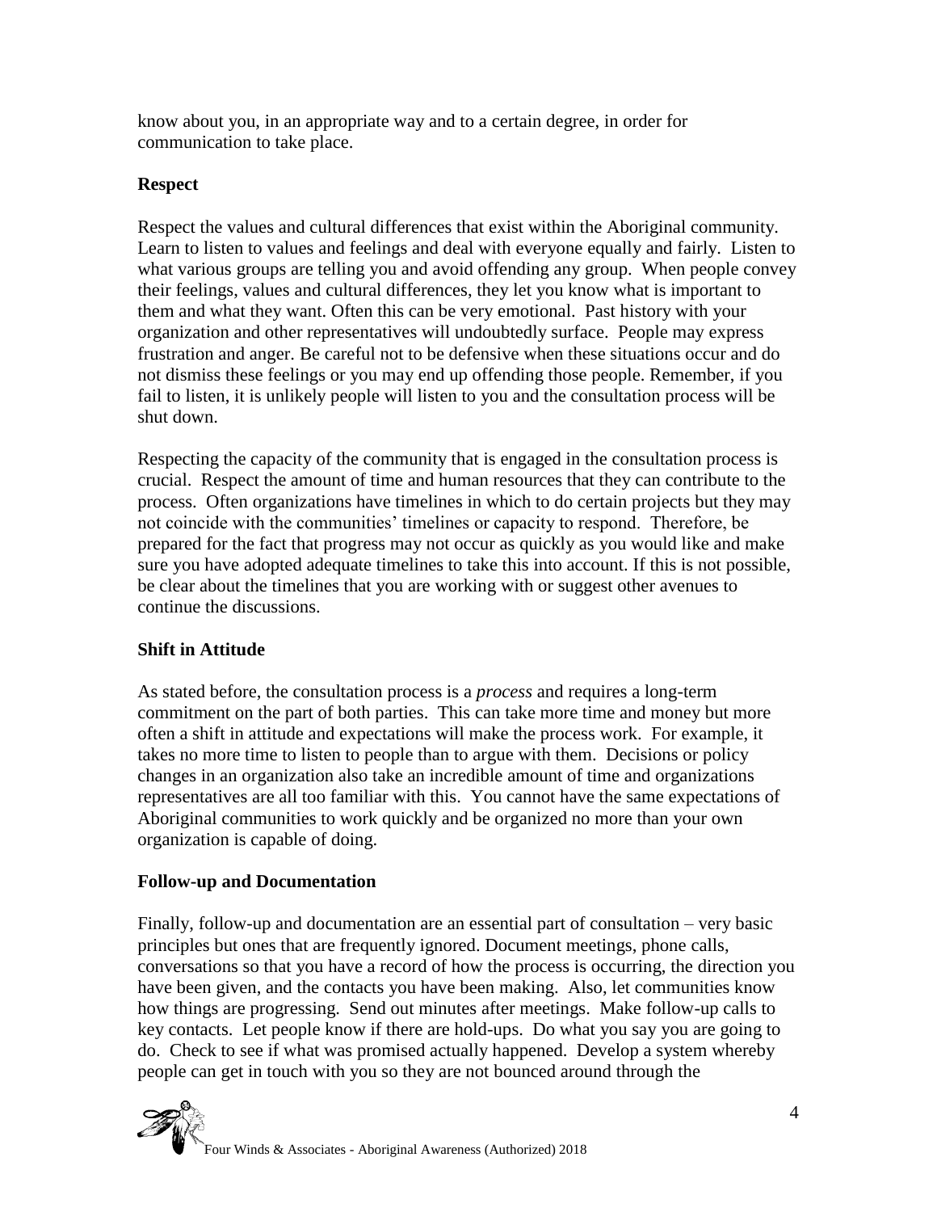know about you, in an appropriate way and to a certain degree, in order for communication to take place.

### Respect

Respect the values and cultural differences that exist within the Aboriginal community. Learn to listen to values and feelings and deal with everyone equally and fairly. Listen to what various groups are telling you and avoid offending any group. When people convey their feelings, values and cultural differences, they let you know what is important to them and what they want. Often this can be very emotional. Past history with your organization and other representatives will undoubtedly surface. People may express frustration and anger. Be careful not to be defensive when these situations occur and do not dismiss these feelings or you may end up offending those people. Remember, if you fail to listen, it is unlikely people will listen to you and the consultation process will be shut down.

Respecting the capacity of the community that is engaged in the consultation process is crucial. Respect the amount of time and human resources that they can contribute to the process. Often organizations have timelines in which to do certain projects but they may not coincide with the communities' timelines or capacity to respond. Therefore, be prepared for the fact that progress may not occur as quickly as you would like and make sure you have adopted adequate timelines to take this into account. If this is not possible, be clear about the timelines that you are working with or suggest other avenues to continue the discussions.

### Shift in Attitude

As stated before, the consultation process is a *process* and requires a long-term commitment on the part of both parties. This can take more time and money but more often a shift in attitude and expectations will make the process work. For example, it takes no more time to listen to people than to argue with them. Decisions or policy changes in an organization also take an incredible amount of time and organizations representatives are all too familiar with this. You cannot have the same expectations of Aboriginal communities to work quickly and be organized no more than your own organization is capable of doing.

### Follow-up and Documentation

Finally, follow-up and documentation are an essential part of consultation – very basic principles but ones that are frequently ignored. Document meetings, phone calls, conversations so that you have a record of how the process is occurring, the direction you have been given, and the contacts you have been making. Also, let communities know how things are progressing. Send out minutes after meetings. Make follow-up calls to key contacts. Let people know if there are hold-ups. Do what you say you are going to do. Check to see if what was promised actually happened. Develop a system whereby people can get in touch with you so they are not bounced around through the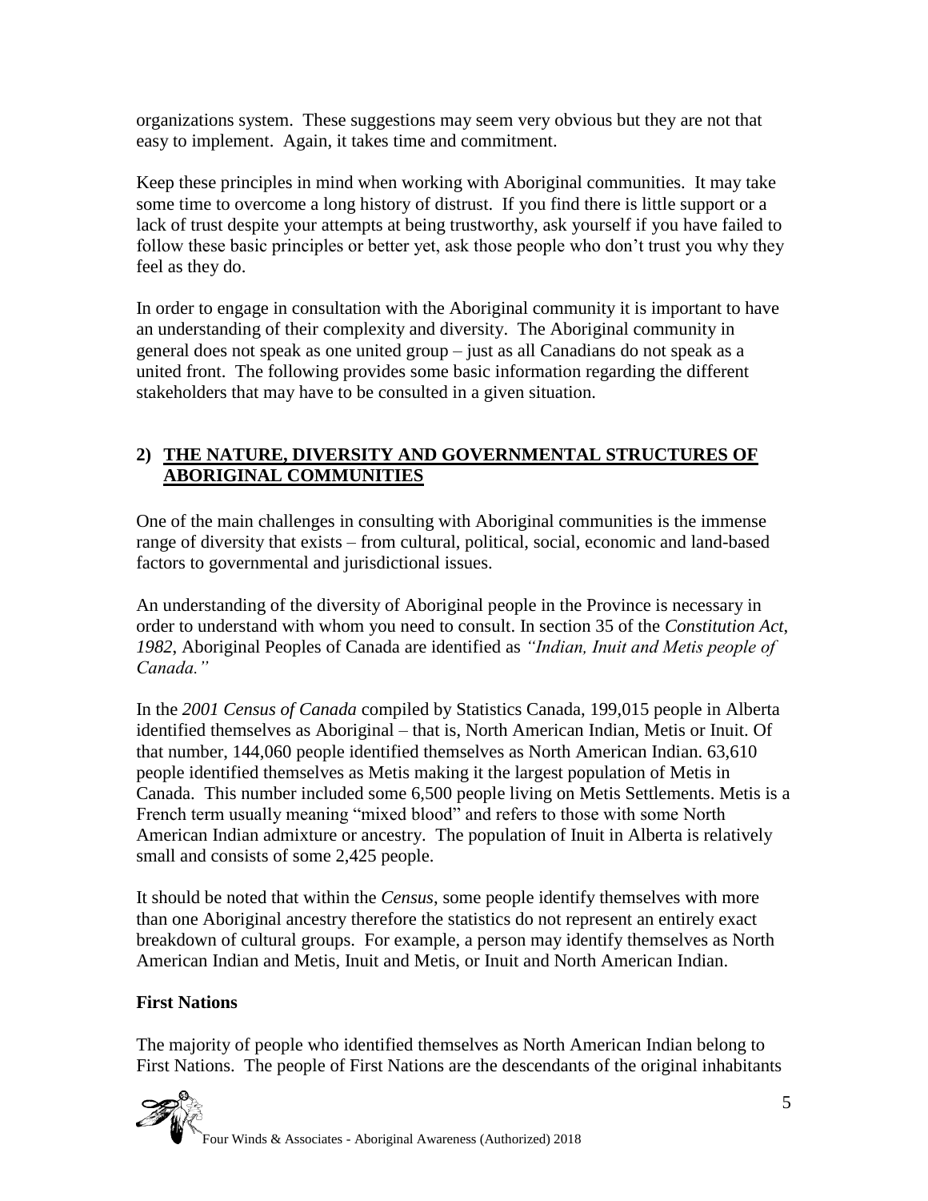organizations system. These suggestions may seem very obvious but they are not that easy to implement. Again, it takes time and commitment.

Keep these principles in mind when working with Aboriginal communities. It may take some time to overcome a long history of distrust. If you find there is little support or a lack of trust despite your attempts at being trustworthy, ask yourself if you have failed to follow these basic principles or better yet, ask those people who don't trust you why they feel as they do.

In order to engage in consultation with the Aboriginal community it is important to have an understanding of their complexity and diversity. The Aboriginal community in general does not speak as one united group – just as all Canadians do not speak as a united front. The following provides some basic information regarding the different stakeholders that may have to be consulted in a given situation.

## 2) THE NATURE, DIVERSITY AND GOVERNMENTAL STRUCTURES OF ABORIGINAL COMMUNITIES

One of the main challenges in consulting with Aboriginal communities is the immense range of diversity that exists – from cultural, political, social, economic and land-based factors to governmental and jurisdictional issues.

An understanding of the diversity of Aboriginal people in the Province is necessary in order to understand with whom you need to consult. In section 35 of the *Constitution Act, 1982*, Aboriginal Peoples of Canada are identified as *"Indian, Inuit and Metis people of Canada."*

In the *2001 Census of Canada* compiled by Statistics Canada, 199,015 people in Alberta identified themselves as Aboriginal – that is, North American Indian, Metis or Inuit. Of that number, 144,060 people identified themselves as North American Indian. 63,610 people identified themselves as Metis making it the largest population of Metis in Canada. This number included some 6,500 people living on Metis Settlements. Metis is a French term usually meaning "mixed blood" and refers to those with some North American Indian admixture or ancestry. The population of Inuit in Alberta is relatively small and consists of some 2,425 people.

It should be noted that within the *Census*, some people identify themselves with more than one Aboriginal ancestry therefore the statistics do not represent an entirely exact breakdown of cultural groups. For example, a person may identify themselves as North American Indian and Metis, Inuit and Metis, or Inuit and North American Indian.

### First Nations

The majority of people who identified themselves as North American Indian belong to First Nations. The people of First Nations are the descendants of the original inhabitants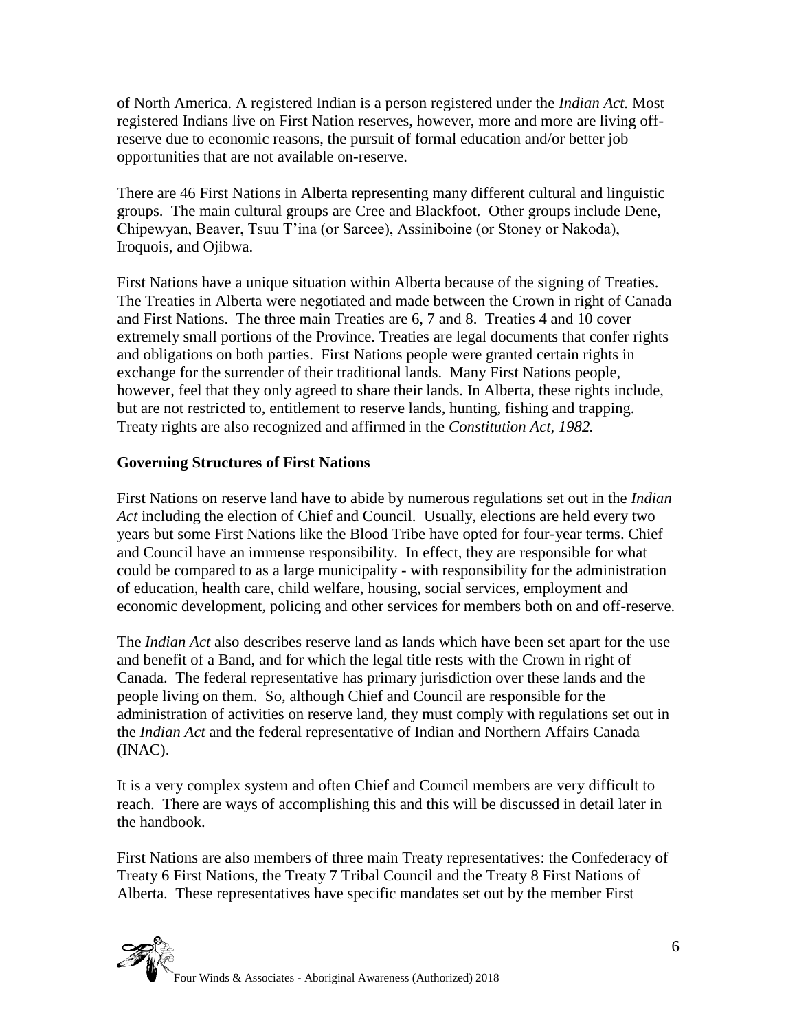of North America. A registered Indian is a person registered under the *Indian Act.* Most registered Indians live on First Nation reserves, however, more and more are living off-reserve due to economic reasons, the pursuit of formal education and/or better job opportunities that are not available on-reserve.

There are 46 First Nations in Alberta representing many different cultural and linguistic groups. The main cultural groups are Cree and Blackfoot. Other groups include Dene, Chipewyan, Beaver, Tsuu T'ina (or Sarcee), Assiniboine (or Stoney or Nakoda), Iroquois, and Ojibwa.

First Nations have a unique situation within Alberta because of the signing of Treaties. The Treaties in Alberta were negotiated and made between the Crown in right of Canada and First Nations. The three main Treaties are 6, 7 and 8. Treaties 4 and 10 cover extremely small portions of the Province. Treaties are legal documents that confer rights and obligations on both parties. First Nations people were granted certain rights in exchange for the surrender of their traditional lands. Many First Nations people, however, feel that they only agreed to share their lands. In Alberta, these rights include, but are not restricted to, entitlement to reserve lands, hunting, fishing and trapping. Treaty rights are also recognized and affirmed in the *Constitution Act, 1982.*

**Governing Structures of First Nations**

First Nations on reserve land have to abide by numerous regulations set out in the *Indian Act* including the election of Chief and Council. Usually, elections are held every two years but some First Nations like the Blood Tribe have opted for four-year terms. Chief and Council have an immense responsibility. In effect, they are responsible for what could be compared to as a large municipality - with responsibility for the administration of education, health care, child welfare, housing, social services, employment and economic development, policing and other services for members both on and off-reserve.

The *Indian Act* also describes reserve land as lands which have been set apart for the use and benefit of a Band, and for which the legal title rests with the Crown in right of Canada. The federal representative has primary jurisdiction over these lands and the people living on them. So, although Chief and Council are responsible for the administration of activities on reserve land, they must comply with regulations set out in the *Indian Act* and the federal representative of Indian and Northern Affairs Canada (INAC).

It is a very complex system and often Chief and Council members are very difficult to reach. There are ways of accomplishing this and this will be discussed in detail later in the handbook.

First Nations are also members of three main Treaty representatives: the Confederacy of Treaty 6 First Nations, the Treaty 7 Tribal Council and the Treaty 8 First Nations of Alberta. These representatives have specific mandates set out by the member First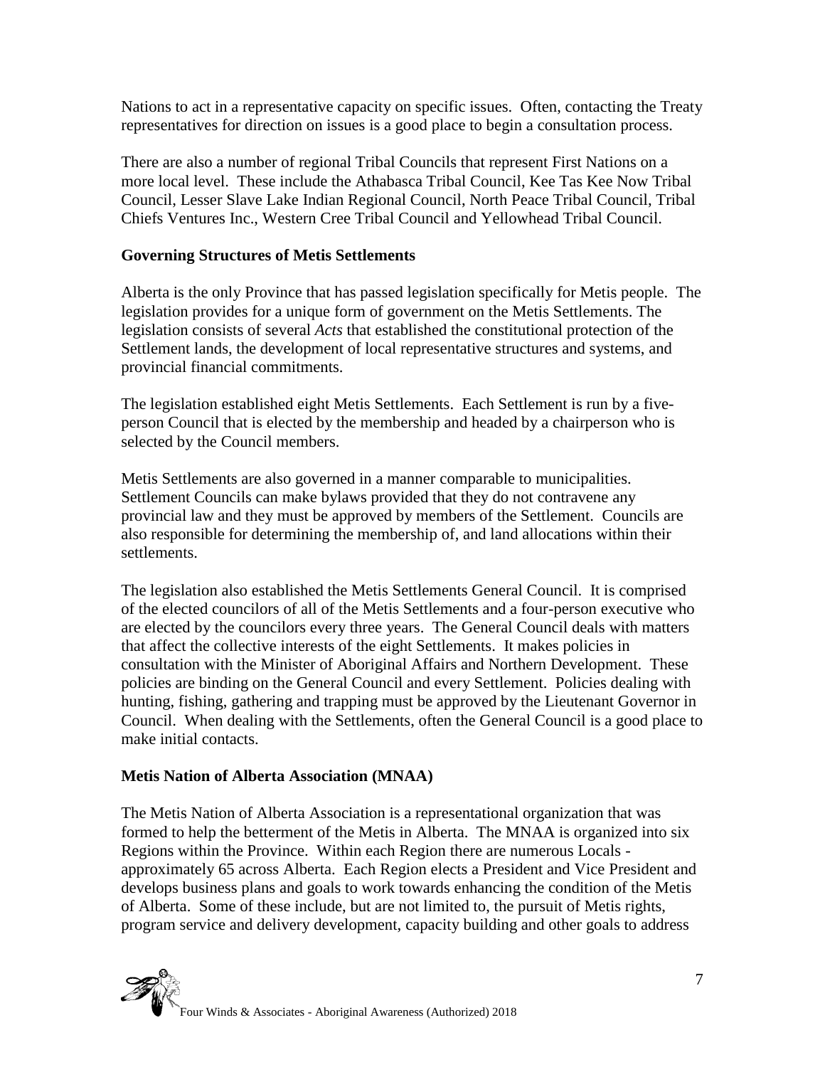Nations to act in a representative capacity on specific issues. Often, contacting the Treaty representatives for direction on issues is a good place to begin a consultation process.

There are also a number of regional Tribal Councils that represent First Nations on a more local level. These include the Athabasca Tribal Council, Kee Tas Kee Now Tribal Council, Lesser Slave Lake Indian Regional Council, North Peace Tribal Council, Tribal Chiefs Ventures Inc., Western Cree Tribal Council and Yellowhead Tribal Council.

**Governing Structures of Metis Settlements**

Alberta is the only Province that has passed legislation specifically for Metis people. The legislation provides for a unique form of government on the Metis Settlements. The legislation consists of several *Acts* that established the constitutional protection of the Settlement lands, the development of local representative structures and systems, and provincial financial commitments.

The legislation established eight Metis Settlements. Each Settlement is run by a five-person Council that is elected by the membership and headed by a chairperson who is selected by the Council members.

Metis Settlements are also governed in a manner comparable to municipalities. Settlement Councils can make bylaws provided that they do not contravene any provincial law and they must be approved by members of the Settlement. Councils are also responsible for determining the membership of, and land allocations within their settlements.

The legislation also established the Metis Settlements General Council. It is comprised of the elected councilors of all of the Metis Settlements and a four-person executive who are elected by the councilors every three years. The General Council deals with matters that affect the collective interests of the eight Settlements. It makes policies in consultation with the Minister of Aboriginal Affairs and Northern Development. These policies are binding on the General Council and every Settlement. Policies dealing with hunting, fishing, gathering and trapping must be approved by the Lieutenant Governor in Council. When dealing with the Settlements, often the General Council is a good place to make initial contacts.

**Metis Nation of Alberta Association (MNAA)**

The Metis Nation of Alberta Association is a representational organization that was formed to help the betterment of the Metis in Alberta. The MNAA is organized into six Regions within the Province. Within each Region there are numerous Locals - approximately 65 across Alberta. Each Region elects a President and Vice President and develops business plans and goals to work towards enhancing the condition of the Metis of Alberta. Some of these include, but are not limited to, the pursuit of Metis rights, program service and delivery development, capacity building and other goals to address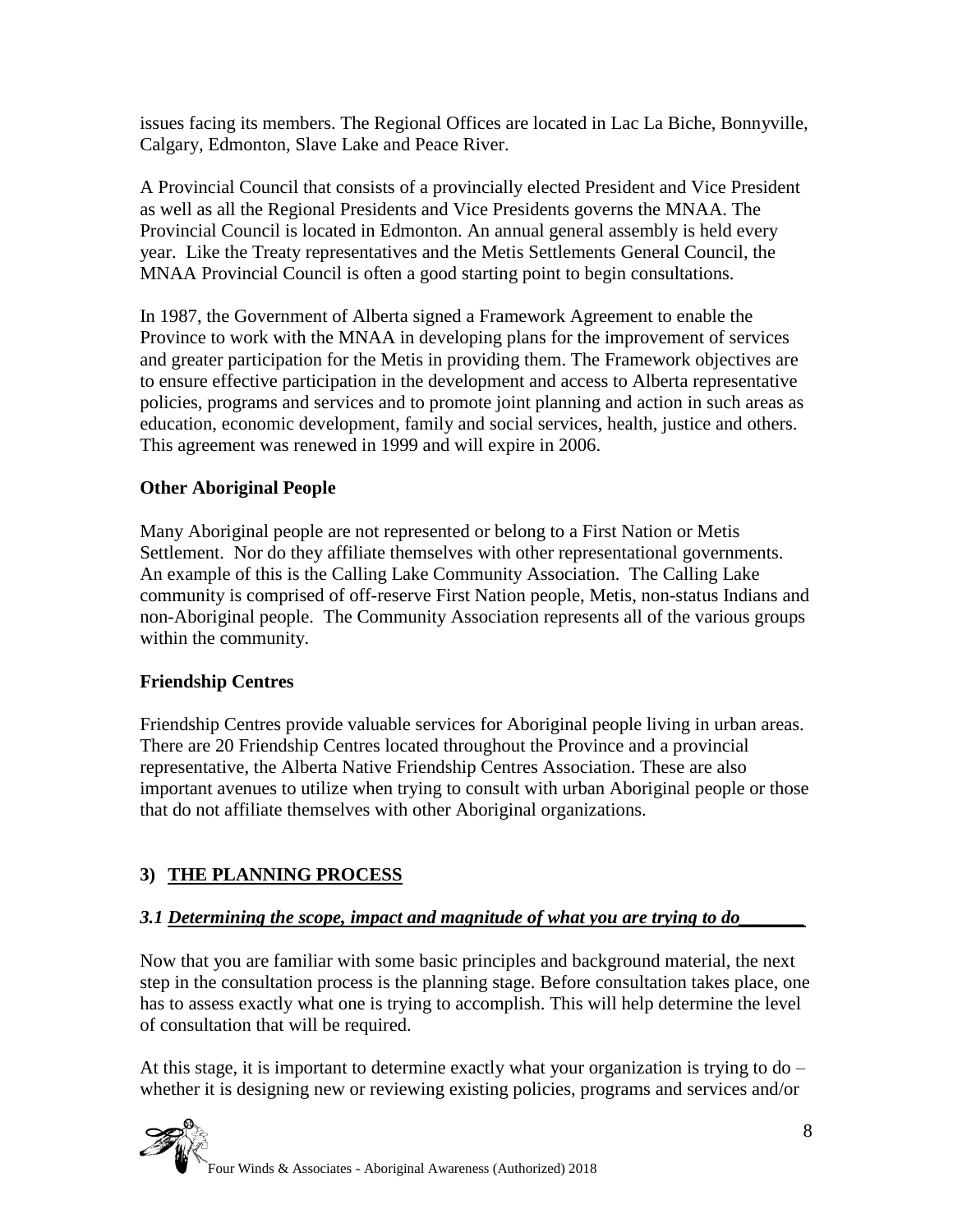issues facing its members. The Regional Offices are located in Lac La Biche, Bonnyville, Calgary, Edmonton, Slave Lake and Peace River.

A Provincial Council that consists of a provincially elected President and Vice President as well as all the Regional Presidents and Vice Presidents governs the MNAA. The Provincial Council is located in Edmonton. An annual general assembly is held every year. Like the Treaty representatives and the Metis Settlements General Council, the MNAA Provincial Council is often a good starting point to begin consultations.

In 1987, the Government of Alberta signed a Framework Agreement to enable the Province to work with the MNAA in developing plans for the improvement of services and greater participation for the Metis in providing them. The Framework objectives are to ensure effective participation in the development and access to Alberta representative policies, programs and services and to promote joint planning and action in such areas as education, economic development, family and social services, health, justice and others. This agreement was renewed in 1999 and will expire in 2006.

### Other Aboriginal People

Many Aboriginal people are not represented or belong to a First Nation or Metis Settlement. Nor do they affiliate themselves with other representational governments. An example of this is the Calling Lake Community Association. The Calling Lake community is comprised of off-reserve First Nation people, Metis, non-status Indians and non-Aboriginal people. The Community Association represents all of the various groups within the community.

### Friendship Centres

Friendship Centres provide valuable services for Aboriginal people living in urban areas. There are 20 Friendship Centres located throughout the Province and a provincial representative, the Alberta Native Friendship Centres Association. These are also important avenues to utilize when trying to consult with urban Aboriginal people or those that do not affiliate themselves with other Aboriginal organizations.

## 3) THE PLANNING PROCESS

### *3.1 Determining the scope, impact and magnitude of what you are trying to do*

Now that you are familiar with some basic principles and background material, the next step in the consultation process is the planning stage. Before consultation takes place, one has to assess exactly what one is trying to accomplish. This will help determine the level of consultation that will be required.

At this stage, it is important to determine exactly what your organization is trying to do – whether it is designing new or reviewing existing policies, programs and services and/or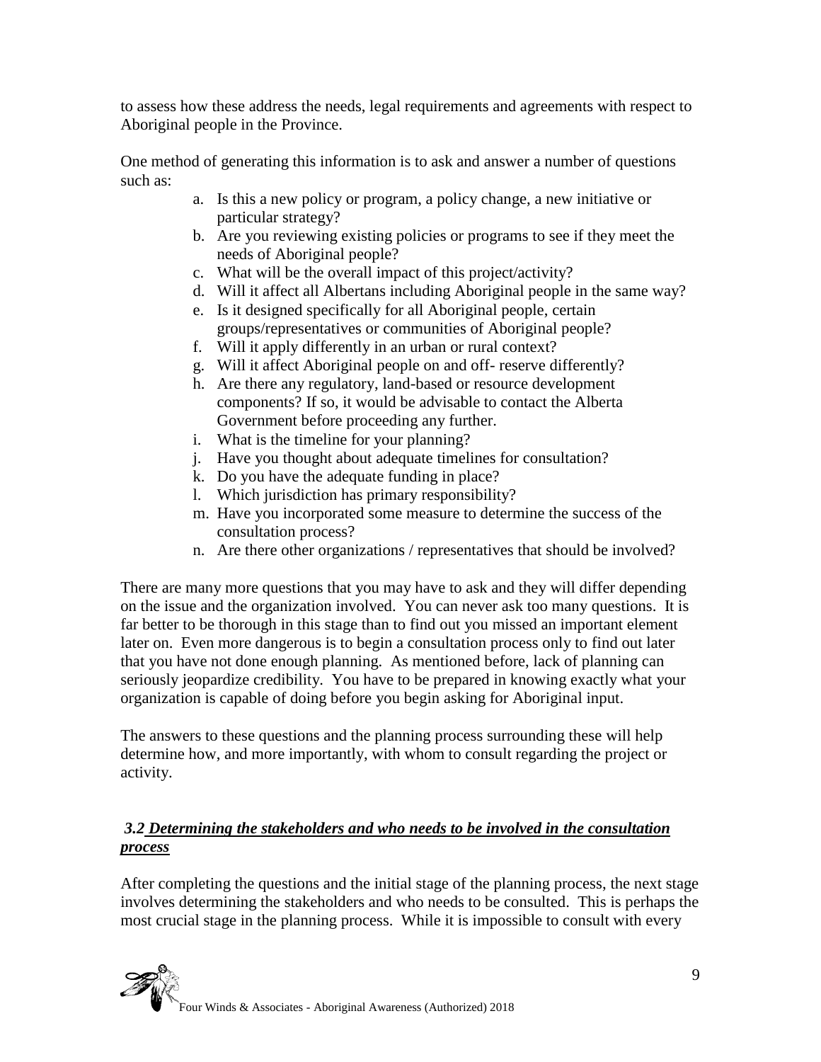to assess how these address the needs, legal requirements and agreements with respect to Aboriginal people in the Province.

One method of generating this information is to ask and answer a number of questions such as:

a. Is this a new policy or program, a policy change, a new initiative or particular strategy?
b. Are you reviewing existing policies or programs to see if they meet the needs of Aboriginal people?
c. What will be the overall impact of this project/activity?
d. Will it affect all Albertans including Aboriginal people in the same way?
e. Is it designed specifically for all Aboriginal people, certain groups/representatives or communities of Aboriginal people?
f. Will it apply differently in an urban or rural context?
g. Will it affect Aboriginal people on and off- reserve differently?
h. Are there any regulatory, land-based or resource development components? If so, it would be advisable to contact the Alberta Government before proceeding any further.
i. What is the timeline for your planning?
j. Have you thought about adequate timelines for consultation?
k. Do you have the adequate funding in place?
l. Which jurisdiction has primary responsibility?
m. Have you incorporated some measure to determine the success of the consultation process?
n. Are there other organizations / representatives that should be involved?

There are many more questions that you may have to ask and they will differ depending on the issue and the organization involved. You can never ask too many questions. It is far better to be thorough in this stage than to find out you missed an important element later on. Even more dangerous is to begin a consultation process only to find out later that you have not done enough planning. As mentioned before, lack of planning can seriously jeopardize credibility. You have to be prepared in knowing exactly what your organization is capable of doing before you begin asking for Aboriginal input.

The answers to these questions and the planning process surrounding these will help determine how, and more importantly, with whom to consult regarding the project or activity.

### *3.2 Determining the stakeholders and who needs to be involved in the consultation process*

After completing the questions and the initial stage of the planning process, the next stage involves determining the stakeholders and who needs to be consulted. This is perhaps the most crucial stage in the planning process. While it is impossible to consult with every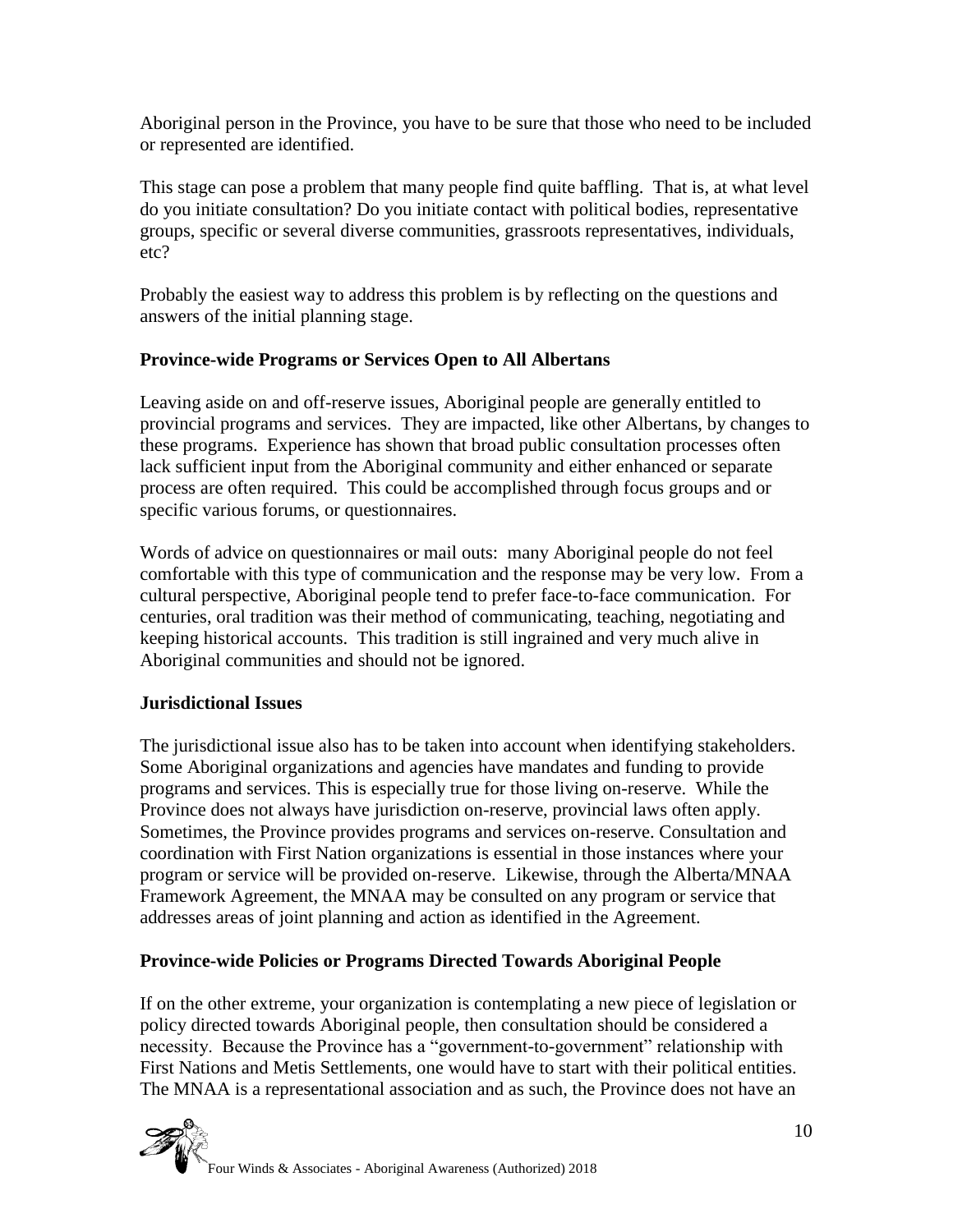Aboriginal person in the Province, you have to be sure that those who need to be included or represented are identified.

This stage can pose a problem that many people find quite baffling. That is, at what level do you initiate consultation? Do you initiate contact with political bodies, representative groups, specific or several diverse communities, grassroots representatives, individuals, etc?

Probably the easiest way to address this problem is by reflecting on the questions and answers of the initial planning stage.

**Province-wide Programs or Services Open to All Albertans**

Leaving aside on and off-reserve issues, Aboriginal people are generally entitled to provincial programs and services. They are impacted, like other Albertans, by changes to these programs. Experience has shown that broad public consultation processes often lack sufficient input from the Aboriginal community and either enhanced or separate process are often required. This could be accomplished through focus groups and or specific various forums, or questionnaires.

Words of advice on questionnaires or mail outs: many Aboriginal people do not feel comfortable with this type of communication and the response may be very low. From a cultural perspective, Aboriginal people tend to prefer face-to-face communication. For centuries, oral tradition was their method of communicating, teaching, negotiating and keeping historical accounts. This tradition is still ingrained and very much alive in Aboriginal communities and should not be ignored.

**Jurisdictional Issues**

The jurisdictional issue also has to be taken into account when identifying stakeholders. Some Aboriginal organizations and agencies have mandates and funding to provide programs and services. This is especially true for those living on-reserve. While the Province does not always have jurisdiction on-reserve, provincial laws often apply. Sometimes, the Province provides programs and services on-reserve. Consultation and coordination with First Nation organizations is essential in those instances where your program or service will be provided on-reserve. Likewise, through the Alberta/MNAA Framework Agreement, the MNAA may be consulted on any program or service that addresses areas of joint planning and action as identified in the Agreement.

**Province-wide Policies or Programs Directed Towards Aboriginal People**

If on the other extreme, your organization is contemplating a new piece of legislation or policy directed towards Aboriginal people, then consultation should be considered a necessity. Because the Province has a "government-to-government" relationship with First Nations and Metis Settlements, one would have to start with their political entities. The MNAA is a representational association and as such, the Province does not have an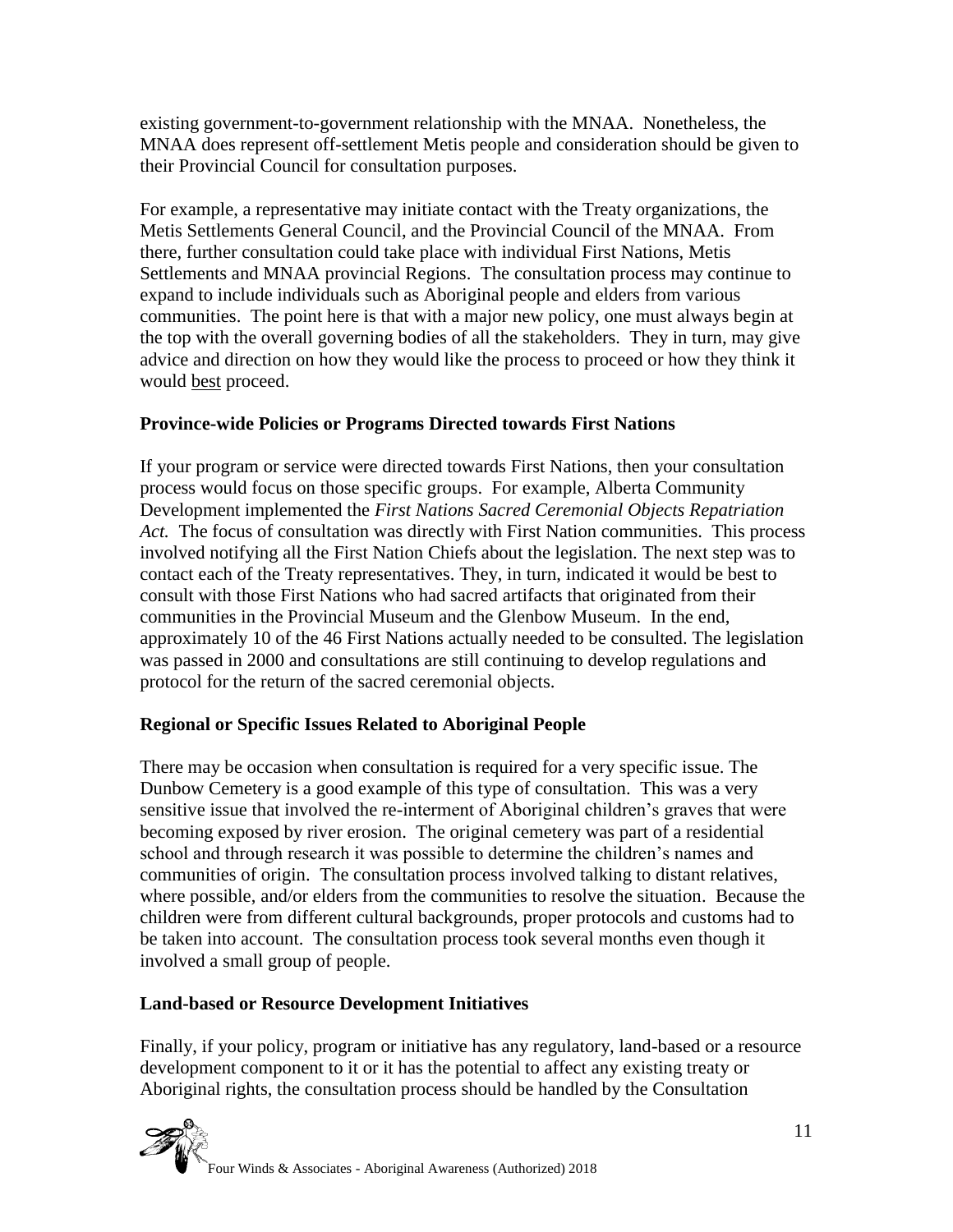existing government-to-government relationship with the MNAA. Nonetheless, the MNAA does represent off-settlement Metis people and consideration should be given to their Provincial Council for consultation purposes.

For example, a representative may initiate contact with the Treaty organizations, the Metis Settlements General Council, and the Provincial Council of the MNAA. From there, further consultation could take place with individual First Nations, Metis Settlements and MNAA provincial Regions. The consultation process may continue to expand to include individuals such as Aboriginal people and elders from various communities. The point here is that with a major new policy, one must always begin at the top with the overall governing bodies of all the stakeholders. They in turn, may give advice and direction on how they would like the process to proceed or how they think it would <u>best</u> proceed.

**Province-wide Policies or Programs Directed towards First Nations**

If your program or service were directed towards First Nations, then your consultation process would focus on those specific groups. For example, Alberta Community Development implemented the *First Nations Sacred Ceremonial Objects Repatriation Act.* The focus of consultation was directly with First Nation communities. This process involved notifying all the First Nation Chiefs about the legislation. The next step was to contact each of the Treaty representatives. They, in turn, indicated it would be best to consult with those First Nations who had sacred artifacts that originated from their communities in the Provincial Museum and the Glenbow Museum. In the end, approximately 10 of the 46 First Nations actually needed to be consulted. The legislation was passed in 2000 and consultations are still continuing to develop regulations and protocol for the return of the sacred ceremonial objects.

**Regional or Specific Issues Related to Aboriginal People**

There may be occasion when consultation is required for a very specific issue. The Dunbow Cemetery is a good example of this type of consultation. This was a very sensitive issue that involved the re-interment of Aboriginal children's graves that were becoming exposed by river erosion. The original cemetery was part of a residential school and through research it was possible to determine the children's names and communities of origin. The consultation process involved talking to distant relatives, where possible, and/or elders from the communities to resolve the situation. Because the children were from different cultural backgrounds, proper protocols and customs had to be taken into account. The consultation process took several months even though it involved a small group of people.

**Land-based or Resource Development Initiatives**

Finally, if your policy, program or initiative has any regulatory, land-based or a resource development component to it or it has the potential to affect any existing treaty or Aboriginal rights, the consultation process should be handled by the Consultation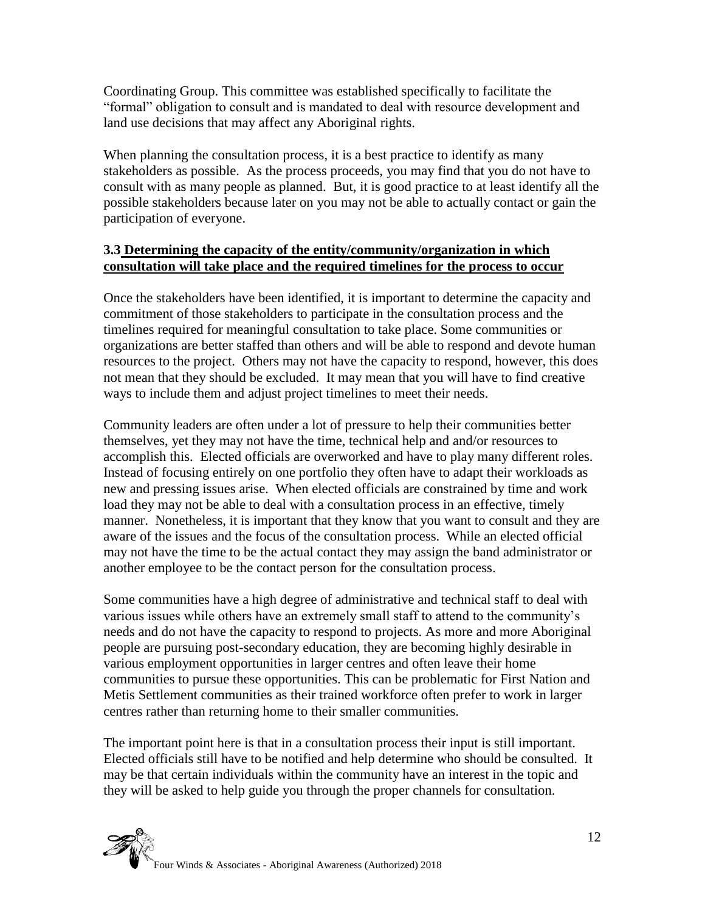Coordinating Group. This committee was established specifically to facilitate the "formal" obligation to consult and is mandated to deal with resource development and land use decisions that may affect any Aboriginal rights.

When planning the consultation process, it is a best practice to identify as many stakeholders as possible. As the process proceeds, you may find that you do not have to consult with as many people as planned. But, it is good practice to at least identify all the possible stakeholders because later on you may not be able to actually contact or gain the participation of everyone.

### 3.3 Determining the capacity of the entity/community/organization in which consultation will take place and the required timelines for the process to occur

Once the stakeholders have been identified, it is important to determine the capacity and commitment of those stakeholders to participate in the consultation process and the timelines required for meaningful consultation to take place. Some communities or organizations are better staffed than others and will be able to respond and devote human resources to the project. Others may not have the capacity to respond, however, this does not mean that they should be excluded. It may mean that you will have to find creative ways to include them and adjust project timelines to meet their needs.

Community leaders are often under a lot of pressure to help their communities better themselves, yet they may not have the time, technical help and/or resources to accomplish this. Elected officials are overworked and have to play many different roles. Instead of focusing entirely on one portfolio they often have to adapt their workloads as new and pressing issues arise. When elected officials are constrained by time and work load they may not be able to deal with a consultation process in an effective, timely manner. Nonetheless, it is important that they know that you want to consult and they are aware of the issues and the focus of the consultation process. While an elected official may not have the time to be the actual contact they may assign the band administrator or another employee to be the contact person for the consultation process.

Some communities have a high degree of administrative and technical staff to deal with various issues while others have an extremely small staff to attend to the community's needs and do not have the capacity to respond to projects. As more and more Aboriginal people are pursuing post-secondary education, they are becoming highly desirable in various employment opportunities in larger centres and often leave their home communities to pursue these opportunities. This can be problematic for First Nation and Metis Settlement communities as their trained workforce often prefer to work in larger centres rather than returning home to their smaller communities.

The important point here is that in a consultation process their input is still important. Elected officials still have to be notified and help determine who should be consulted. It may be that certain individuals within the community have an interest in the topic and they will be asked to help guide you through the proper channels for consultation.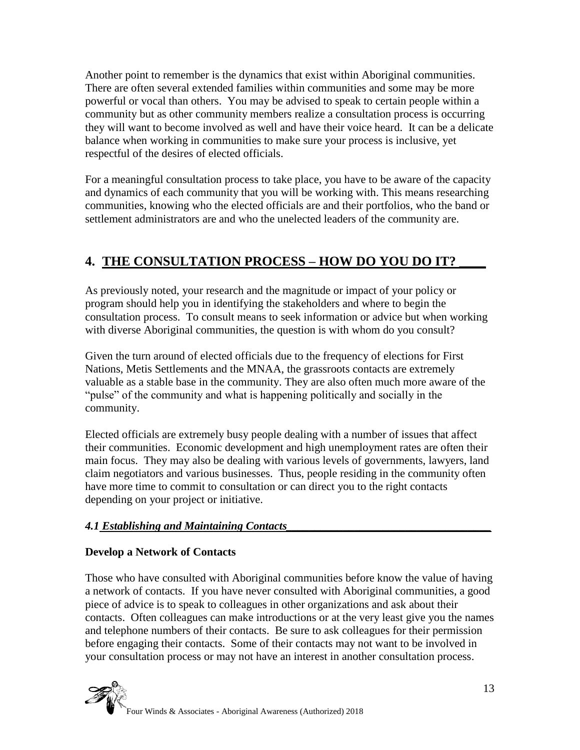Another point to remember is the dynamics that exist within Aboriginal communities. There are often several extended families within communities and some may be more powerful or vocal than others. You may be advised to speak to certain people within a community but as other community members realize a consultation process is occurring they will want to become involved as well and have their voice heard. It can be a delicate balance when working in communities to make sure your process is inclusive, yet respectful of the desires of elected officials.

For a meaningful consultation process to take place, you have to be aware of the capacity and dynamics of each community that you will be working with. This means researching communities, knowing who the elected officials are and their portfolios, who the band or settlement administrators are and who the unelected leaders of the community are.

## 4. THE CONSULTATION PROCESS – HOW DO YOU DO IT?

As previously noted, your research and the magnitude or impact of your policy or program should help you in identifying the stakeholders and where to begin the consultation process. To consult means to seek information or advice but when working with diverse Aboriginal communities, the question is with whom do you consult?

Given the turn around of elected officials due to the frequency of elections for First Nations, Metis Settlements and the MNAA, the grassroots contacts are extremely valuable as a stable base in the community. They are also often much more aware of the "pulse" of the community and what is happening politically and socially in the community.

Elected officials are extremely busy people dealing with a number of issues that affect their communities. Economic development and high unemployment rates are often their main focus. They may also be dealing with various levels of governments, lawyers, land claim negotiators and various businesses. Thus, people residing in the community often have more time to commit to consultation or can direct you to the right contacts depending on your project or initiative.

### *4.1 Establishing and Maintaining Contacts*

**Develop a Network of Contacts**

Those who have consulted with Aboriginal communities before know the value of having a network of contacts. If you have never consulted with Aboriginal communities, a good piece of advice is to speak to colleagues in other organizations and ask about their contacts. Often colleagues can make introductions or at the very least give you the names and telephone numbers of their contacts. Be sure to ask colleagues for their permission before engaging their contacts. Some of their contacts may not want to be involved in your consultation process or may not have an interest in another consultation process.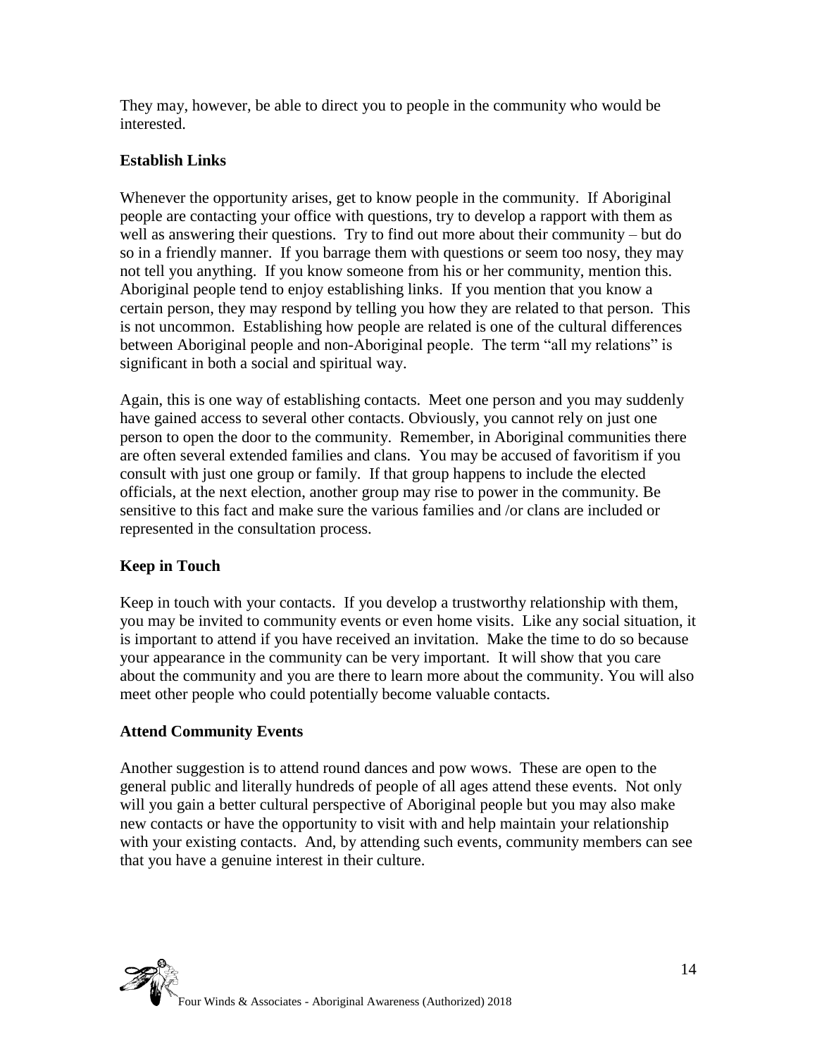They may, however, be able to direct you to people in the community who would be interested.

### Establish Links

Whenever the opportunity arises, get to know people in the community. If Aboriginal people are contacting your office with questions, try to develop a rapport with them as well as answering their questions. Try to find out more about their community – but do so in a friendly manner. If you barrage them with questions or seem too nosy, they may not tell you anything. If you know someone from his or her community, mention this. Aboriginal people tend to enjoy establishing links. If you mention that you know a certain person, they may respond by telling you how they are related to that person. This is not uncommon. Establishing how people are related is one of the cultural differences between Aboriginal people and non-Aboriginal people. The term "all my relations" is significant in both a social and spiritual way.

Again, this is one way of establishing contacts. Meet one person and you may suddenly have gained access to several other contacts. Obviously, you cannot rely on just one person to open the door to the community. Remember, in Aboriginal communities there are often several extended families and clans. You may be accused of favoritism if you consult with just one group or family. If that group happens to include the elected officials, at the next election, another group may rise to power in the community. Be sensitive to this fact and make sure the various families and /or clans are included or represented in the consultation process.

### Keep in Touch

Keep in touch with your contacts. If you develop a trustworthy relationship with them, you may be invited to community events or even home visits. Like any social situation, it is important to attend if you have received an invitation. Make the time to do so because your appearance in the community can be very important. It will show that you care about the community and you are there to learn more about the community. You will also meet other people who could potentially become valuable contacts.

### Attend Community Events

Another suggestion is to attend round dances and pow wows. These are open to the general public and literally hundreds of people of all ages attend these events. Not only will you gain a better cultural perspective of Aboriginal people but you may also make new contacts or have the opportunity to visit with and help maintain your relationship with your existing contacts. And, by attending such events, community members can see that you have a genuine interest in their culture.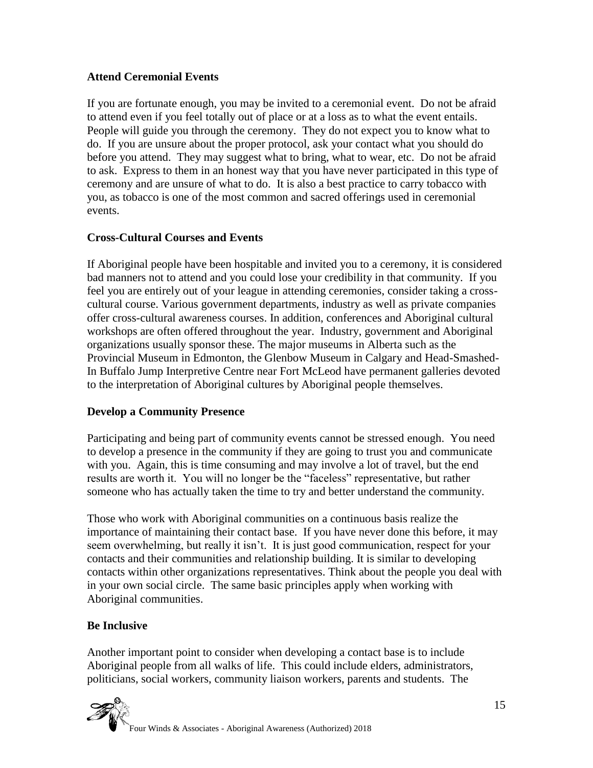### Attend Ceremonial Events

If you are fortunate enough, you may be invited to a ceremonial event. Do not be afraid to attend even if you feel totally out of place or at a loss as to what the event entails. People will guide you through the ceremony. They do not expect you to know what to do. If you are unsure about the proper protocol, ask your contact what you should do before you attend. They may suggest what to bring, what to wear, etc. Do not be afraid to ask. Express to them in an honest way that you have never participated in this type of ceremony and are unsure of what to do. It is also a best practice to carry tobacco with you, as tobacco is one of the most common and sacred offerings used in ceremonial events.

### Cross-Cultural Courses and Events

If Aboriginal people have been hospitable and invited you to a ceremony, it is considered bad manners not to attend and you could lose your credibility in that community. If you feel you are entirely out of your league in attending ceremonies, consider taking a cross-cultural course. Various government departments, industry as well as private companies offer cross-cultural awareness courses. In addition, conferences and Aboriginal cultural workshops are often offered throughout the year. Industry, government and Aboriginal organizations usually sponsor these. The major museums in Alberta such as the Provincial Museum in Edmonton, the Glenbow Museum in Calgary and Head-Smashed-In Buffalo Jump Interpretive Centre near Fort McLeod have permanent galleries devoted to the interpretation of Aboriginal cultures by Aboriginal people themselves.

### Develop a Community Presence

Participating and being part of community events cannot be stressed enough. You need to develop a presence in the community if they are going to trust you and communicate with you. Again, this is time consuming and may involve a lot of travel, but the end results are worth it. You will no longer be the "faceless" representative, but rather someone who has actually taken the time to try and better understand the community.

Those who work with Aboriginal communities on a continuous basis realize the importance of maintaining their contact base. If you have never done this before, it may seem overwhelming, but really it isn't. It is just good communication, respect for your contacts and their communities and relationship building. It is similar to developing contacts within other organizations representatives. Think about the people you deal with in your own social circle. The same basic principles apply when working with Aboriginal communities.

### Be Inclusive

Another important point to consider when developing a contact base is to include Aboriginal people from all walks of life. This could include elders, administrators, politicians, social workers, community liaison workers, parents and students. The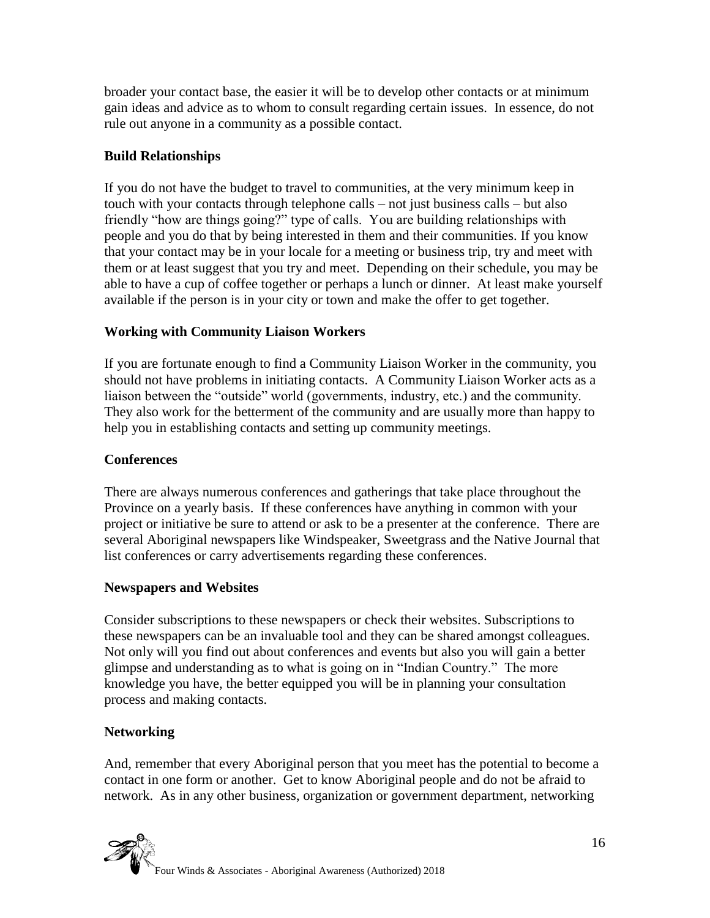broader your contact base, the easier it will be to develop other contacts or at minimum gain ideas and advice as to whom to consult regarding certain issues. In essence, do not rule out anyone in a community as a possible contact.

**Build Relationships**

If you do not have the budget to travel to communities, at the very minimum keep in touch with your contacts through telephone calls – not just business calls – but also friendly "how are things going?" type of calls. You are building relationships with people and you do that by being interested in them and their communities. If you know that your contact may be in your locale for a meeting or business trip, try and meet with them or at least suggest that you try and meet. Depending on their schedule, you may be able to have a cup of coffee together or perhaps a lunch or dinner. At least make yourself available if the person is in your city or town and make the offer to get together.

**Working with Community Liaison Workers**

If you are fortunate enough to find a Community Liaison Worker in the community, you should not have problems in initiating contacts. A Community Liaison Worker acts as a liaison between the "outside" world (governments, industry, etc.) and the community. They also work for the betterment of the community and are usually more than happy to help you in establishing contacts and setting up community meetings.

**Conferences**

There are always numerous conferences and gatherings that take place throughout the Province on a yearly basis. If these conferences have anything in common with your project or initiative be sure to attend or ask to be a presenter at the conference. There are several Aboriginal newspapers like Windspeaker, Sweetgrass and the Native Journal that list conferences or carry advertisements regarding these conferences.

**Newspapers and Websites**

Consider subscriptions to these newspapers or check their websites. Subscriptions to these newspapers can be an invaluable tool and they can be shared amongst colleagues. Not only will you find out about conferences and events but also you will gain a better glimpse and understanding as to what is going on in "Indian Country." The more knowledge you have, the better equipped you will be in planning your consultation process and making contacts.

**Networking**

And, remember that every Aboriginal person that you meet has the potential to become a contact in one form or another. Get to know Aboriginal people and do not be afraid to network. As in any other business, organization or government department, networking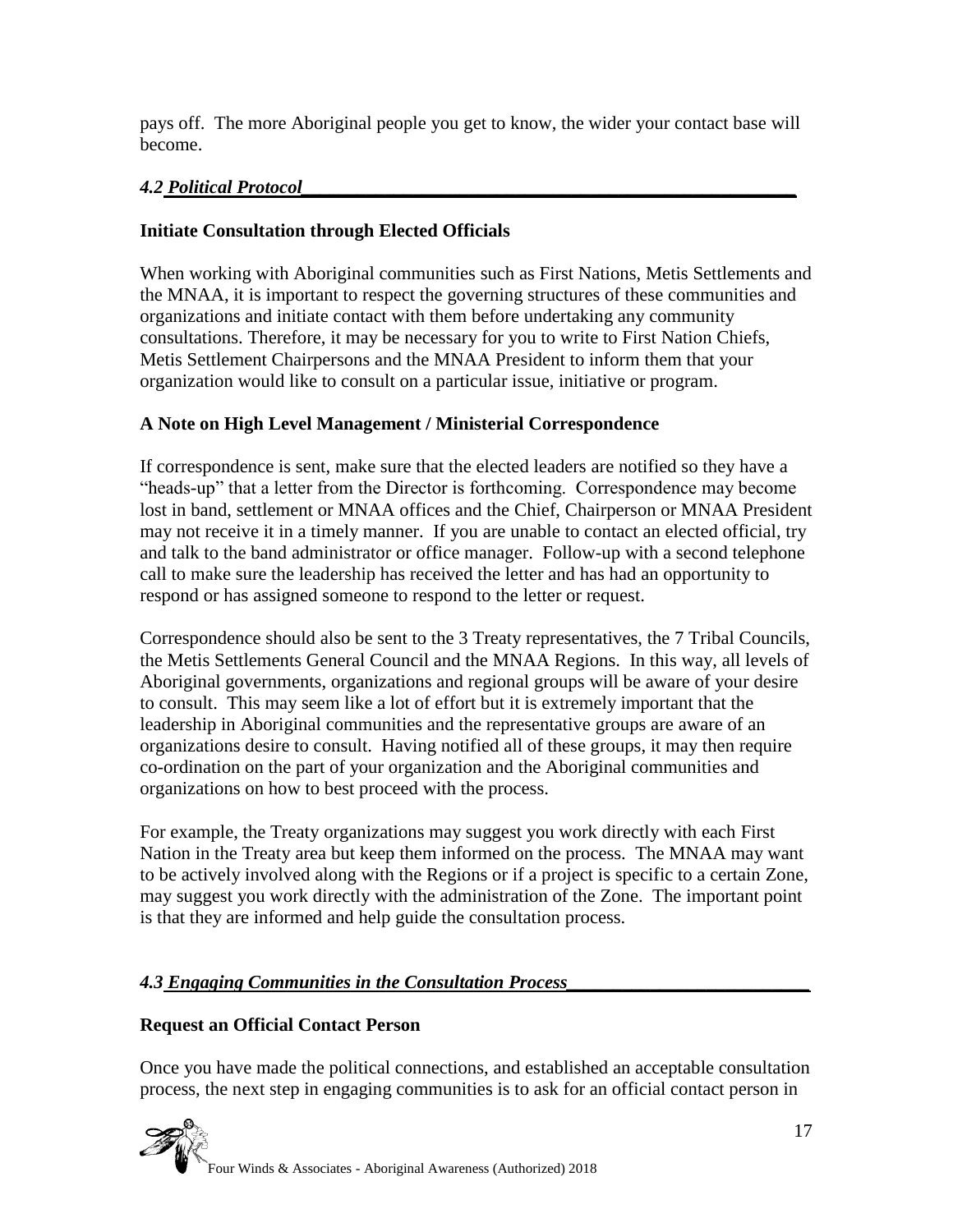pays off. The more Aboriginal people you get to know, the wider your contact base will become.

### *4.2 Political Protocol*

**Initiate Consultation through Elected Officials**

When working with Aboriginal communities such as First Nations, Metis Settlements and the MNAA, it is important to respect the governing structures of these communities and organizations and initiate contact with them before undertaking any community consultations. Therefore, it may be necessary for you to write to First Nation Chiefs, Metis Settlement Chairpersons and the MNAA President to inform them that your organization would like to consult on a particular issue, initiative or program.

**A Note on High Level Management / Ministerial Correspondence**

If correspondence is sent, make sure that the elected leaders are notified so they have a "heads-up" that a letter from the Director is forthcoming. Correspondence may become lost in band, settlement or MNAA offices and the Chief, Chairperson or MNAA President may not receive it in a timely manner. If you are unable to contact an elected official, try and talk to the band administrator or office manager. Follow-up with a second telephone call to make sure the leadership has received the letter and has had an opportunity to respond or has assigned someone to respond to the letter or request.

Correspondence should also be sent to the 3 Treaty representatives, the 7 Tribal Councils, the Metis Settlements General Council and the MNAA Regions. In this way, all levels of Aboriginal governments, organizations and regional groups will be aware of your desire to consult. This may seem like a lot of effort but it is extremely important that the leadership in Aboriginal communities and the representative groups are aware of an organizations desire to consult. Having notified all of these groups, it may then require co-ordination on the part of your organization and the Aboriginal communities and organizations on how to best proceed with the process.

For example, the Treaty organizations may suggest you work directly with each First Nation in the Treaty area but keep them informed on the process. The MNAA may want to be actively involved along with the Regions or if a project is specific to a certain Zone, may suggest you work directly with the administration of the Zone. The important point is that they are informed and help guide the consultation process.

### *4.3 Engaging Communities in the Consultation Process*

**Request an Official Contact Person**

Once you have made the political connections, and established an acceptable consultation process, the next step in engaging communities is to ask for an official contact person in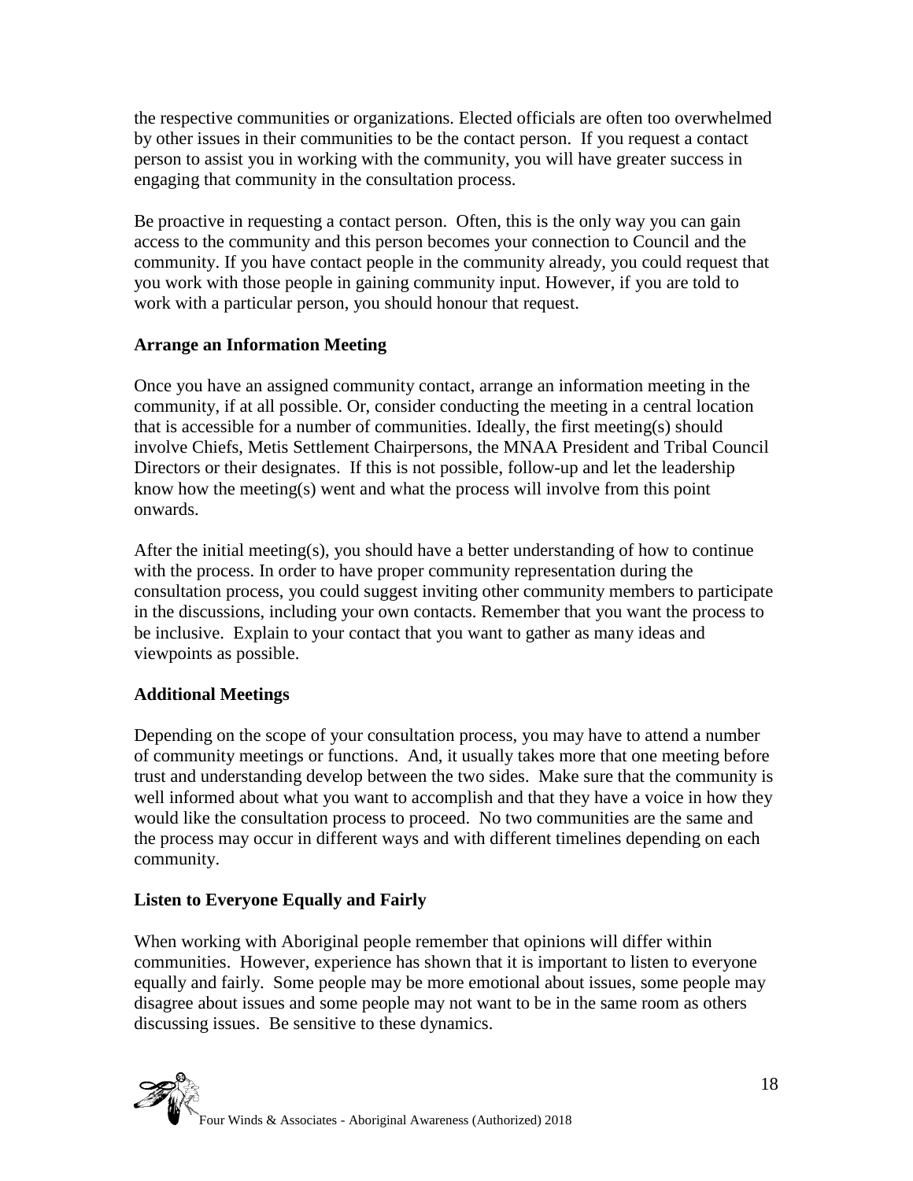the respective communities or organizations. Elected officials are often too overwhelmed by other issues in their communities to be the contact person. If you request a contact person to assist you in working with the community, you will have greater success in engaging that community in the consultation process.

Be proactive in requesting a contact person. Often, this is the only way you can gain access to the community and this person becomes your connection to Council and the community. If you have contact people in the community already, you could request that you work with those people in gaining community input. However, if you are told to work with a particular person, you should honour that request.

**Arrange an Information Meeting**

Once you have an assigned community contact, arrange an information meeting in the community, if at all possible. Or, consider conducting the meeting in a central location that is accessible for a number of communities. Ideally, the first meeting(s) should involve Chiefs, Metis Settlement Chairpersons, the MNAA President and Tribal Council Directors or their designates. If this is not possible, follow-up and let the leadership know how the meeting(s) went and what the process will involve from this point onwards.

After the initial meeting(s), you should have a better understanding of how to continue with the process. In order to have proper community representation during the consultation process, you could suggest inviting other community members to participate in the discussions, including your own contacts. Remember that you want the process to be inclusive. Explain to your contact that you want to gather as many ideas and viewpoints as possible.

**Additional Meetings**

Depending on the scope of your consultation process, you may have to attend a number of community meetings or functions. And, it usually takes more that one meeting before trust and understanding develop between the two sides. Make sure that the community is well informed about what you want to accomplish and that they have a voice in how they would like the consultation process to proceed. No two communities are the same and the process may occur in different ways and with different timelines depending on each community.

**Listen to Everyone Equally and Fairly**

When working with Aboriginal people remember that opinions will differ within communities. However, experience has shown that it is important to listen to everyone equally and fairly. Some people may be more emotional about issues, some people may disagree about issues and some people may not want to be in the same room as others discussing issues. Be sensitive to these dynamics.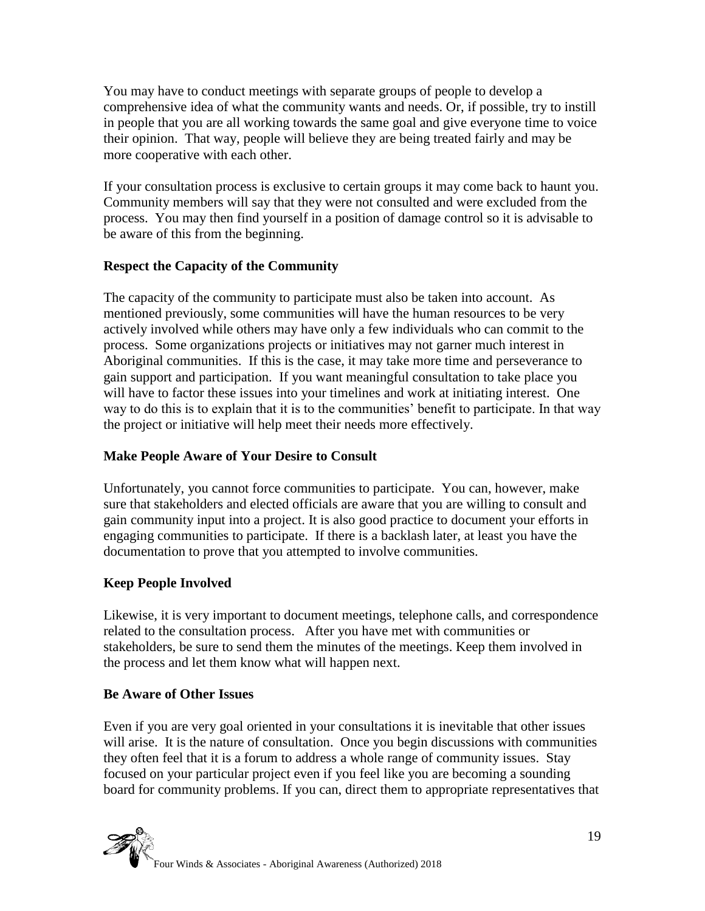You may have to conduct meetings with separate groups of people to develop a comprehensive idea of what the community wants and needs. Or, if possible, try to instill in people that you are all working towards the same goal and give everyone time to voice their opinion. That way, people will believe they are being treated fairly and may be more cooperative with each other.

If your consultation process is exclusive to certain groups it may come back to haunt you. Community members will say that they were not consulted and were excluded from the process. You may then find yourself in a position of damage control so it is advisable to be aware of this from the beginning.

**Respect the Capacity of the Community**

The capacity of the community to participate must also be taken into account. As mentioned previously, some communities will have the human resources to be very actively involved while others may have only a few individuals who can commit to the process. Some organizations projects or initiatives may not garner much interest in Aboriginal communities. If this is the case, it may take more time and perseverance to gain support and participation. If you want meaningful consultation to take place you will have to factor these issues into your timelines and work at initiating interest. One way to do this is to explain that it is to the communities' benefit to participate. In that way the project or initiative will help meet their needs more effectively.

**Make People Aware of Your Desire to Consult**

Unfortunately, you cannot force communities to participate. You can, however, make sure that stakeholders and elected officials are aware that you are willing to consult and gain community input into a project. It is also good practice to document your efforts in engaging communities to participate. If there is a backlash later, at least you have the documentation to prove that you attempted to involve communities.

**Keep People Involved**

Likewise, it is very important to document meetings, telephone calls, and correspondence related to the consultation process. After you have met with communities or stakeholders, be sure to send them the minutes of the meetings. Keep them involved in the process and let them know what will happen next.

**Be Aware of Other Issues**

Even if you are very goal oriented in your consultations it is inevitable that other issues will arise. It is the nature of consultation. Once you begin discussions with communities they often feel that it is a forum to address a whole range of community issues. Stay focused on your particular project even if you feel like you are becoming a sounding board for community problems. If you can, direct them to appropriate representatives that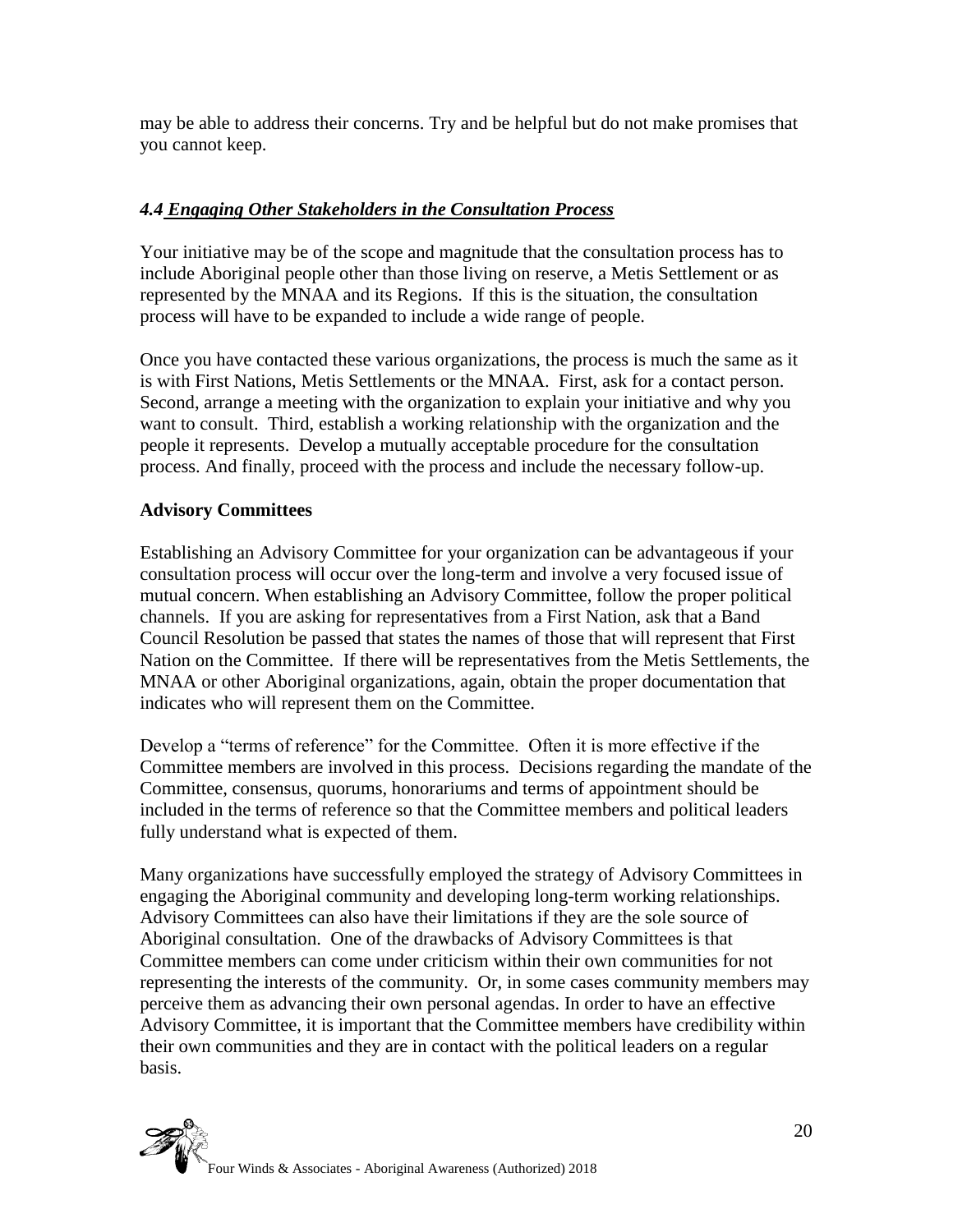may be able to address their concerns. Try and be helpful but do not make promises that you cannot keep.

### *4.4 Engaging Other Stakeholders in the Consultation Process*

Your initiative may be of the scope and magnitude that the consultation process has to include Aboriginal people other than those living on reserve, a Metis Settlement or as represented by the MNAA and its Regions. If this is the situation, the consultation process will have to be expanded to include a wide range of people.

Once you have contacted these various organizations, the process is much the same as it is with First Nations, Metis Settlements or the MNAA. First, ask for a contact person. Second, arrange a meeting with the organization to explain your initiative and why you want to consult. Third, establish a working relationship with the organization and the people it represents. Develop a mutually acceptable procedure for the consultation process. And finally, proceed with the process and include the necessary follow-up.

**Advisory Committees**

Establishing an Advisory Committee for your organization can be advantageous if your consultation process will occur over the long-term and involve a very focused issue of mutual concern. When establishing an Advisory Committee, follow the proper political channels. If you are asking for representatives from a First Nation, ask that a Band Council Resolution be passed that states the names of those that will represent that First Nation on the Committee. If there will be representatives from the Metis Settlements, the MNAA or other Aboriginal organizations, again, obtain the proper documentation that indicates who will represent them on the Committee.

Develop a "terms of reference" for the Committee. Often it is more effective if the Committee members are involved in this process. Decisions regarding the mandate of the Committee, consensus, quorums, honorariums and terms of appointment should be included in the terms of reference so that the Committee members and political leaders fully understand what is expected of them.

Many organizations have successfully employed the strategy of Advisory Committees in engaging the Aboriginal community and developing long-term working relationships. Advisory Committees can also have their limitations if they are the sole source of Aboriginal consultation. One of the drawbacks of Advisory Committees is that Committee members can come under criticism within their own communities for not representing the interests of the community. Or, in some cases community members may perceive them as advancing their own personal agendas. In order to have an effective Advisory Committee, it is important that the Committee members have credibility within their own communities and they are in contact with the political leaders on a regular basis.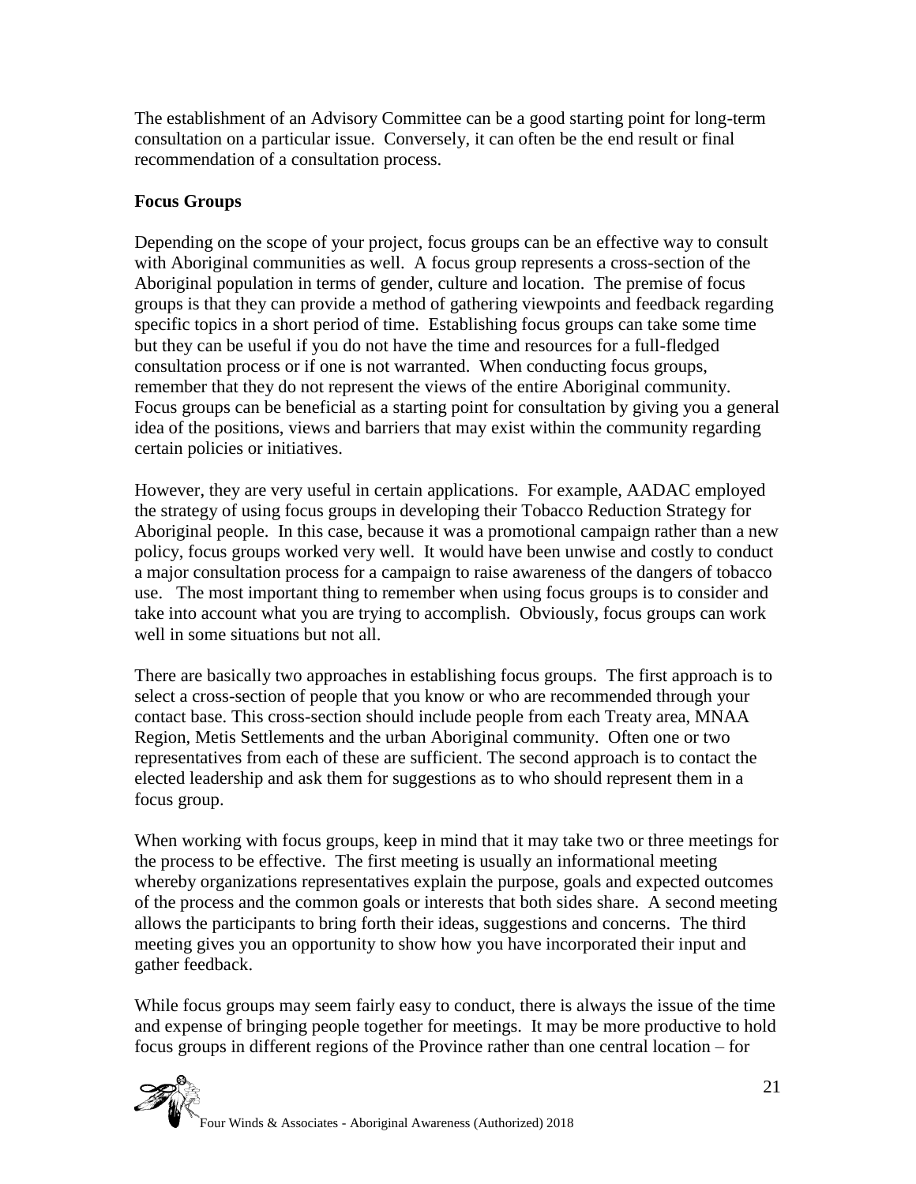The establishment of an Advisory Committee can be a good starting point for long-term consultation on a particular issue. Conversely, it can often be the end result or final recommendation of a consultation process.

**Focus Groups**

Depending on the scope of your project, focus groups can be an effective way to consult with Aboriginal communities as well. A focus group represents a cross-section of the Aboriginal population in terms of gender, culture and location. The premise of focus groups is that they can provide a method of gathering viewpoints and feedback regarding specific topics in a short period of time. Establishing focus groups can take some time but they can be useful if you do not have the time and resources for a full-fledged consultation process or if one is not warranted. When conducting focus groups, remember that they do not represent the views of the entire Aboriginal community. Focus groups can be beneficial as a starting point for consultation by giving you a general idea of the positions, views and barriers that may exist within the community regarding certain policies or initiatives.

However, they are very useful in certain applications. For example, AADAC employed the strategy of using focus groups in developing their Tobacco Reduction Strategy for Aboriginal people. In this case, because it was a promotional campaign rather than a new policy, focus groups worked very well. It would have been unwise and costly to conduct a major consultation process for a campaign to raise awareness of the dangers of tobacco use. The most important thing to remember when using focus groups is to consider and take into account what you are trying to accomplish. Obviously, focus groups can work well in some situations but not all.

There are basically two approaches in establishing focus groups. The first approach is to select a cross-section of people that you know or who are recommended through your contact base. This cross-section should include people from each Treaty area, MNAA Region, Metis Settlements and the urban Aboriginal community. Often one or two representatives from each of these are sufficient. The second approach is to contact the elected leadership and ask them for suggestions as to who should represent them in a focus group.

When working with focus groups, keep in mind that it may take two or three meetings for the process to be effective. The first meeting is usually an informational meeting whereby organizations representatives explain the purpose, goals and expected outcomes of the process and the common goals or interests that both sides share. A second meeting allows the participants to bring forth their ideas, suggestions and concerns. The third meeting gives you an opportunity to show how you have incorporated their input and gather feedback.

While focus groups may seem fairly easy to conduct, there is always the issue of the time and expense of bringing people together for meetings. It may be more productive to hold focus groups in different regions of the Province rather than one central location – for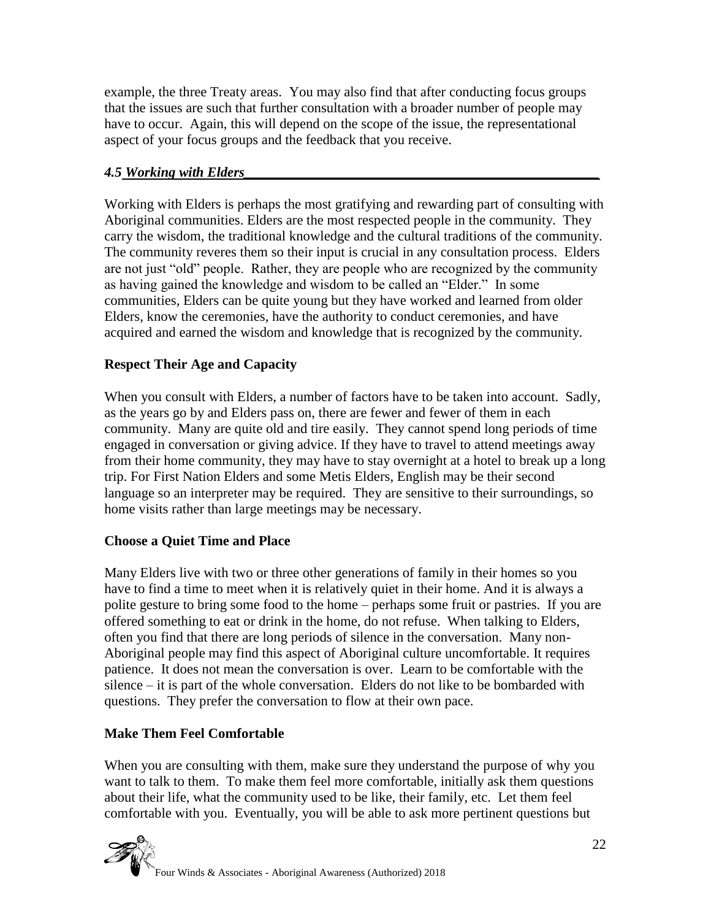example, the three Treaty areas. You may also find that after conducting focus groups that the issues are such that further consultation with a broader number of people may have to occur. Again, this will depend on the scope of the issue, the representational aspect of your focus groups and the feedback that you receive.

### *4.5 Working with Elders*

Working with Elders is perhaps the most gratifying and rewarding part of consulting with Aboriginal communities. Elders are the most respected people in the community. They carry the wisdom, the traditional knowledge and the cultural traditions of the community. The community reveres them so their input is crucial in any consultation process. Elders are not just “old” people. Rather, they are people who are recognized by the community as having gained the knowledge and wisdom to be called an “Elder.” In some communities, Elders can be quite young but they have worked and learned from older Elders, know the ceremonies, have the authority to conduct ceremonies, and have acquired and earned the wisdom and knowledge that is recognized by the community.

**Respect Their Age and Capacity**

When you consult with Elders, a number of factors have to be taken into account. Sadly, as the years go by and Elders pass on, there are fewer and fewer of them in each community. Many are quite old and tire easily. They cannot spend long periods of time engaged in conversation or giving advice. If they have to travel to attend meetings away from their home community, they may have to stay overnight at a hotel to break up a long trip. For First Nation Elders and some Metis Elders, English may be their second language so an interpreter may be required. They are sensitive to their surroundings, so home visits rather than large meetings may be necessary.

**Choose a Quiet Time and Place**

Many Elders live with two or three other generations of family in their homes so you have to find a time to meet when it is relatively quiet in their home. And it is always a polite gesture to bring some food to the home – perhaps some fruit or pastries. If you are offered something to eat or drink in the home, do not refuse. When talking to Elders, often you find that there are long periods of silence in the conversation. Many non-Aboriginal people may find this aspect of Aboriginal culture uncomfortable. It requires patience. It does not mean the conversation is over. Learn to be comfortable with the silence – it is part of the whole conversation. Elders do not like to be bombarded with questions. They prefer the conversation to flow at their own pace.

**Make Them Feel Comfortable**

When you are consulting with them, make sure they understand the purpose of why you want to talk to them. To make them feel more comfortable, initially ask them questions about their life, what the community used to be like, their family, etc. Let them feel comfortable with you. Eventually, you will be able to ask more pertinent questions but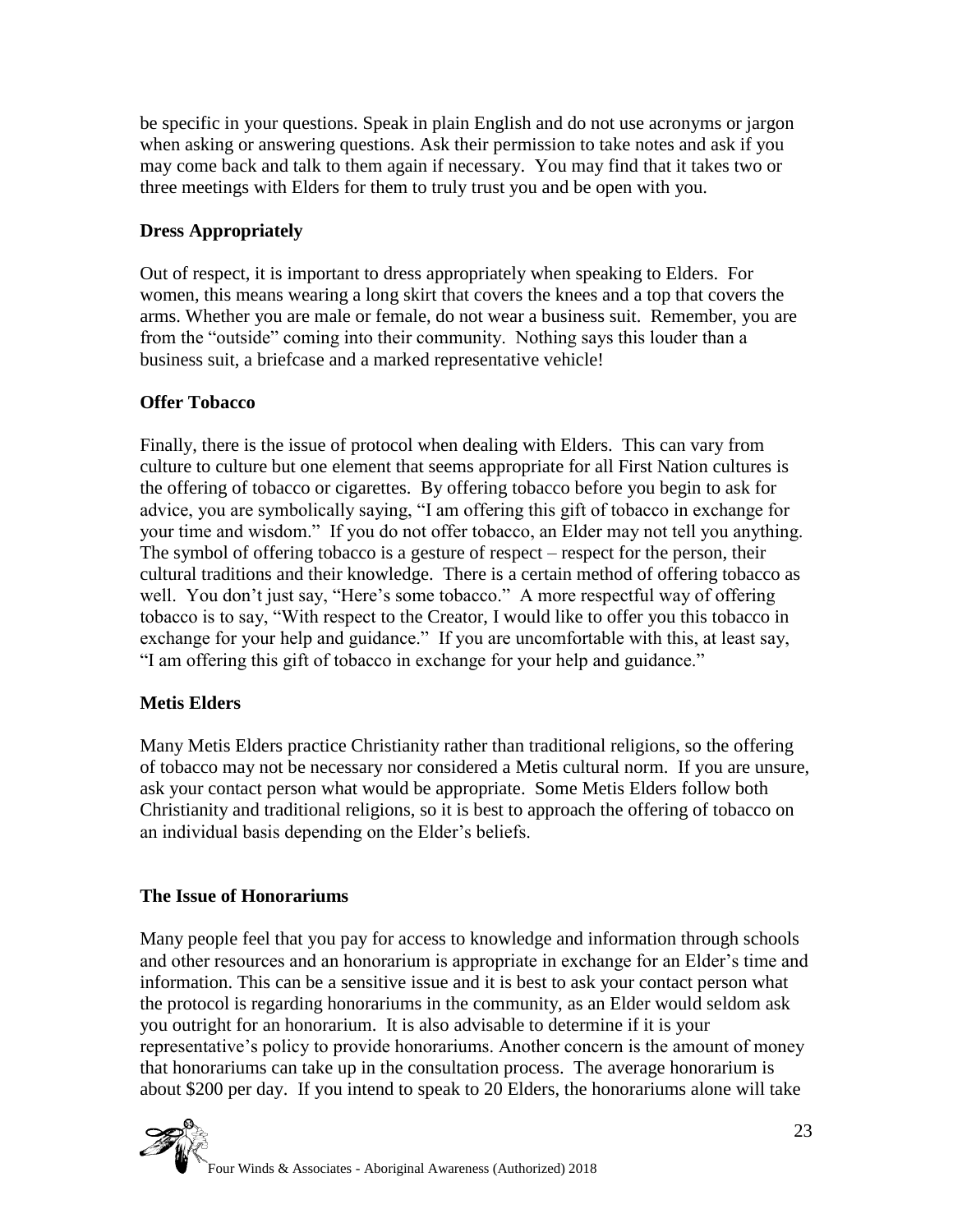be specific in your questions. Speak in plain English and do not use acronyms or jargon when asking or answering questions. Ask their permission to take notes and ask if you may come back and talk to them again if necessary. You may find that it takes two or three meetings with Elders for them to truly trust you and be open with you.

### Dress Appropriately

Out of respect, it is important to dress appropriately when speaking to Elders. For women, this means wearing a long skirt that covers the knees and a top that covers the arms. Whether you are male or female, do not wear a business suit. Remember, you are from the "outside" coming into their community. Nothing says this louder than a business suit, a briefcase and a marked representative vehicle!

### Offer Tobacco

Finally, there is the issue of protocol when dealing with Elders. This can vary from culture to culture but one element that seems appropriate for all First Nation cultures is the offering of tobacco or cigarettes. By offering tobacco before you begin to ask for advice, you are symbolically saying, "I am offering this gift of tobacco in exchange for your time and wisdom." If you do not offer tobacco, an Elder may not tell you anything. The symbol of offering tobacco is a gesture of respect – respect for the person, their cultural traditions and their knowledge. There is a certain method of offering tobacco as well. You don't just say, "Here's some tobacco." A more respectful way of offering tobacco is to say, "With respect to the Creator, I would like to offer you this tobacco in exchange for your help and guidance." If you are uncomfortable with this, at least say, "I am offering this gift of tobacco in exchange for your help and guidance."

### Metis Elders

Many Metis Elders practice Christianity rather than traditional religions, so the offering of tobacco may not be necessary nor considered a Metis cultural norm. If you are unsure, ask your contact person what would be appropriate. Some Metis Elders follow both Christianity and traditional religions, so it is best to approach the offering of tobacco on an individual basis depending on the Elder's beliefs.

### The Issue of Honorariums

Many people feel that you pay for access to knowledge and information through schools and other resources and an honorarium is appropriate in exchange for an Elder's time and information. This can be a sensitive issue and it is best to ask your contact person what the protocol is regarding honorariums in the community, as an Elder would seldom ask you outright for an honorarium. It is also advisable to determine if it is your representative's policy to provide honorariums. Another concern is the amount of money that honorariums can take up in the consultation process. The average honorarium is about $200 per day. If you intend to speak to 20 Elders, the honorariums alone will take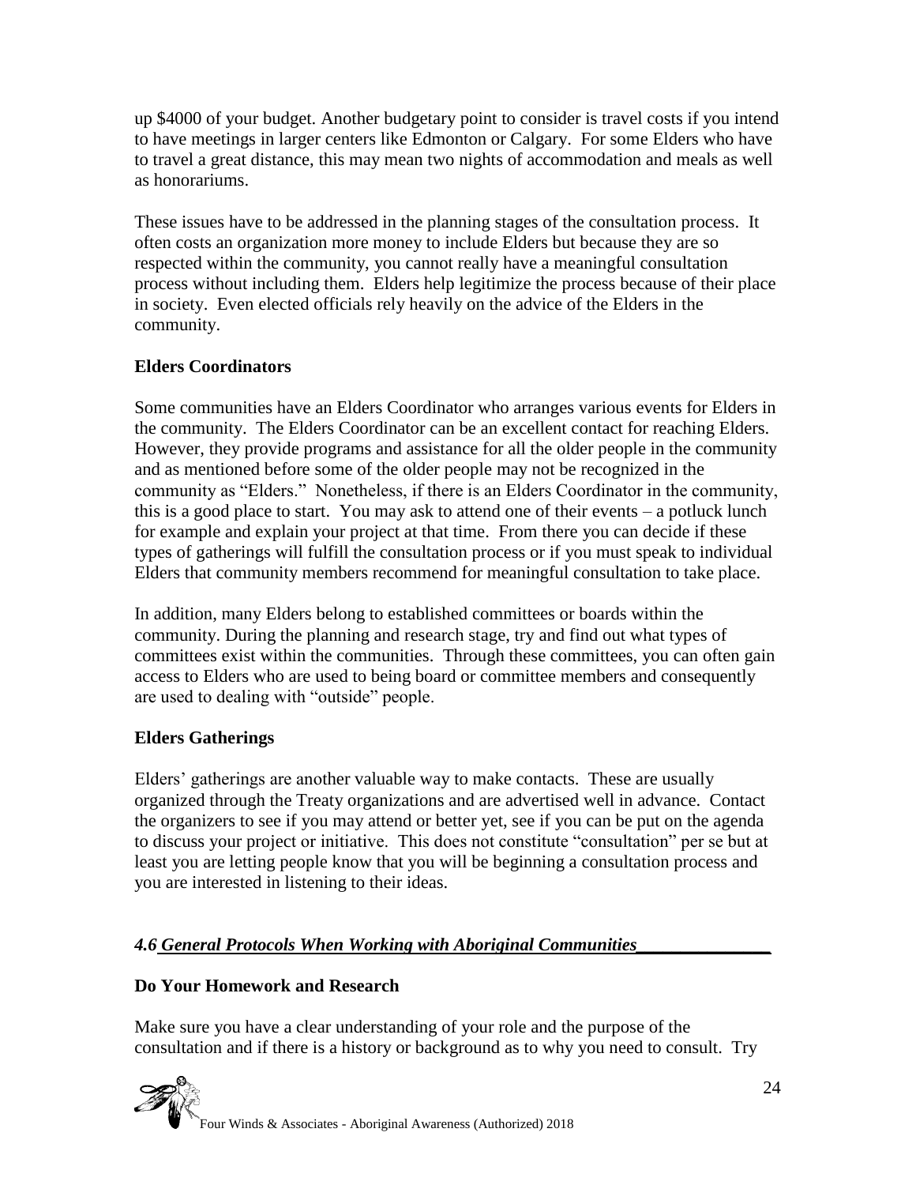up $4000 of your budget. Another budgetary point to consider is travel costs if you intend to have meetings in larger centers like Edmonton or Calgary. For some Elders who have to travel a great distance, this may mean two nights of accommodation and meals as well as honorariums.

These issues have to be addressed in the planning stages of the consultation process. It often costs an organization more money to include Elders but because they are so respected within the community, you cannot really have a meaningful consultation process without including them. Elders help legitimize the process because of their place in society. Even elected officials rely heavily on the advice of the Elders in the community.

**Elders Coordinators**

Some communities have an Elders Coordinator who arranges various events for Elders in the community. The Elders Coordinator can be an excellent contact for reaching Elders. However, they provide programs and assistance for all the older people in the community and as mentioned before some of the older people may not be recognized in the community as "Elders." Nonetheless, if there is an Elders Coordinator in the community, this is a good place to start. You may ask to attend one of their events – a potluck lunch for example and explain your project at that time. From there you can decide if these types of gatherings will fulfill the consultation process or if you must speak to individual Elders that community members recommend for meaningful consultation to take place.

In addition, many Elders belong to established committees or boards within the community. During the planning and research stage, try and find out what types of committees exist within the communities. Through these committees, you can often gain access to Elders who are used to being board or committee members and consequently are used to dealing with "outside" people.

**Elders Gatherings**

Elders' gatherings are another valuable way to make contacts. These are usually organized through the Treaty organizations and are advertised well in advance. Contact the organizers to see if you may attend or better yet, see if you can be put on the agenda to discuss your project or initiative. This does not constitute "consultation" per se but at least you are letting people know that you will be beginning a consultation process and you are interested in listening to their ideas.

## *4.6 General Protocols When Working with Aboriginal Communities*

**Do Your Homework and Research**

Make sure you have a clear understanding of your role and the purpose of the consultation and if there is a history or background as to why you need to consult. Try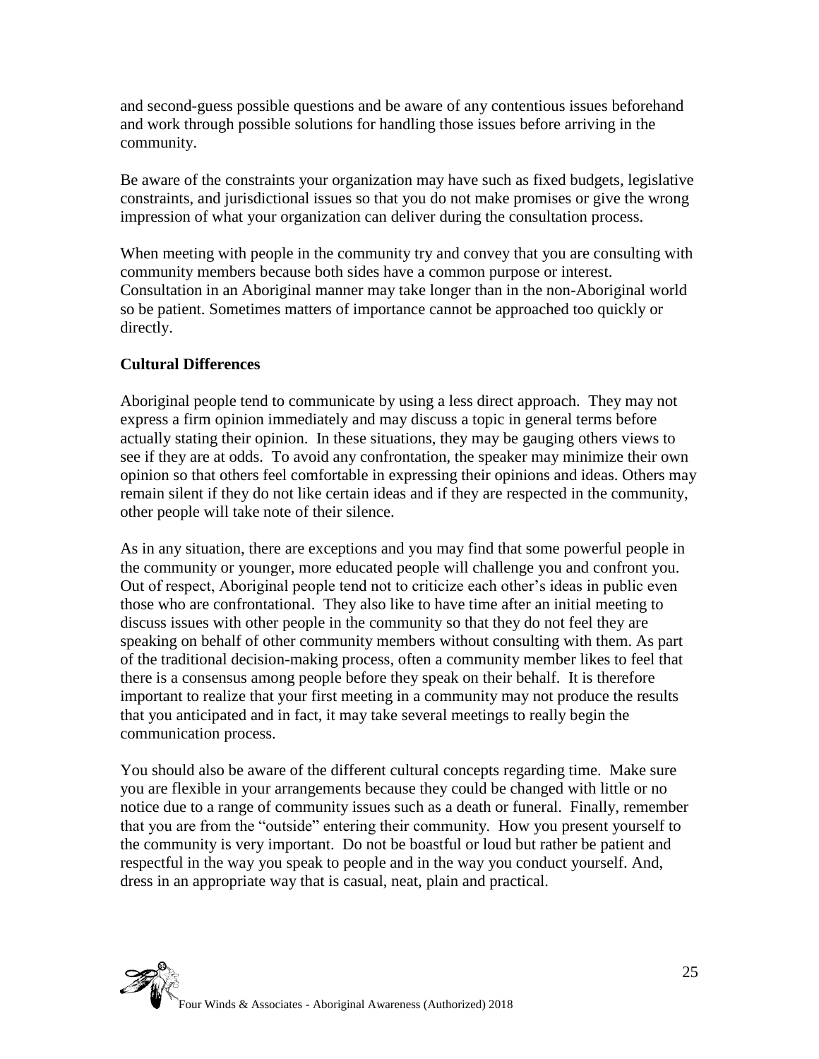and second-guess possible questions and be aware of any contentious issues beforehand and work through possible solutions for handling those issues before arriving in the community.

Be aware of the constraints your organization may have such as fixed budgets, legislative constraints, and jurisdictional issues so that you do not make promises or give the wrong impression of what your organization can deliver during the consultation process.

When meeting with people in the community try and convey that you are consulting with community members because both sides have a common purpose or interest. Consultation in an Aboriginal manner may take longer than in the non-Aboriginal world so be patient. Sometimes matters of importance cannot be approached too quickly or directly.

**Cultural Differences**

Aboriginal people tend to communicate by using a less direct approach. They may not express a firm opinion immediately and may discuss a topic in general terms before actually stating their opinion. In these situations, they may be gauging others views to see if they are at odds. To avoid any confrontation, the speaker may minimize their own opinion so that others feel comfortable in expressing their opinions and ideas. Others may remain silent if they do not like certain ideas and if they are respected in the community, other people will take note of their silence.

As in any situation, there are exceptions and you may find that some powerful people in the community or younger, more educated people will challenge you and confront you. Out of respect, Aboriginal people tend not to criticize each other's ideas in public even those who are confrontational. They also like to have time after an initial meeting to discuss issues with other people in the community so that they do not feel they are speaking on behalf of other community members without consulting with them. As part of the traditional decision-making process, often a community member likes to feel that there is a consensus among people before they speak on their behalf. It is therefore important to realize that your first meeting in a community may not produce the results that you anticipated and in fact, it may take several meetings to really begin the communication process.

You should also be aware of the different cultural concepts regarding time. Make sure you are flexible in your arrangements because they could be changed with little or no notice due to a range of community issues such as a death or funeral. Finally, remember that you are from the "outside" entering their community. How you present yourself to the community is very important. Do not be boastful or loud but rather be patient and respectful in the way you speak to people and in the way you conduct yourself. And, dress in an appropriate way that is casual, neat, plain and practical.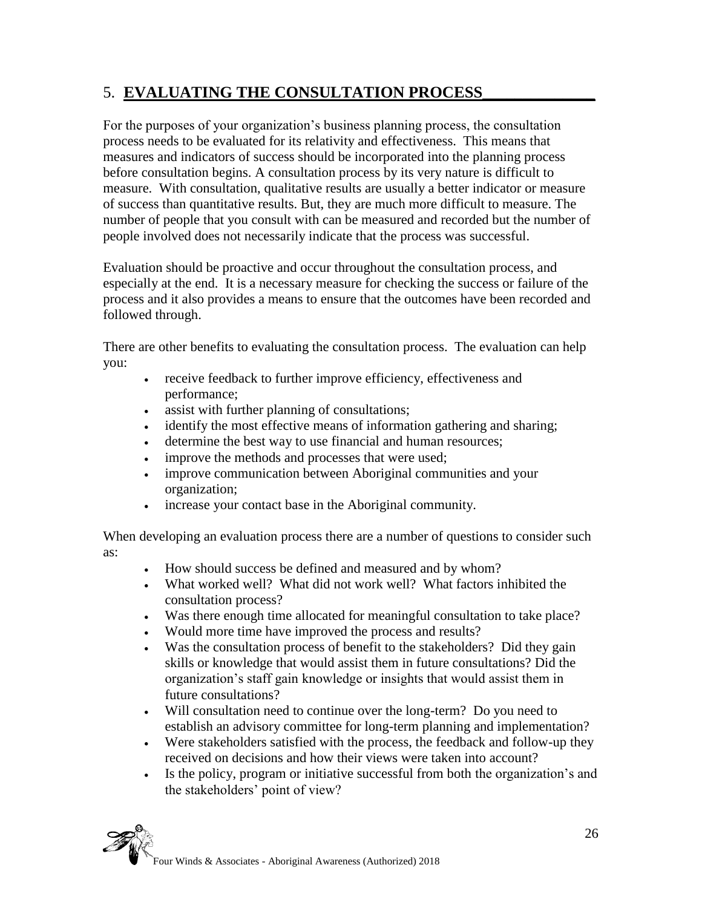## 5. **EVALUATING THE CONSULTATION PROCESS**

For the purposes of your organization's business planning process, the consultation process needs to be evaluated for its relativity and effectiveness. This means that measures and indicators of success should be incorporated into the planning process before consultation begins. A consultation process by its very nature is difficult to measure. With consultation, qualitative results are usually a better indicator or measure of success than quantitative results. But, they are much more difficult to measure. The number of people that you consult with can be measured and recorded but the number of people involved does not necessarily indicate that the process was successful.

Evaluation should be proactive and occur throughout the consultation process, and especially at the end. It is a necessary measure for checking the success or failure of the process and it also provides a means to ensure that the outcomes have been recorded and followed through.

There are other benefits to evaluating the consultation process. The evaluation can help you:

- receive feedback to further improve efficiency, effectiveness and performance;
- assist with further planning of consultations;
- identify the most effective means of information gathering and sharing;
- determine the best way to use financial and human resources;
- improve the methods and processes that were used;
- improve communication between Aboriginal communities and your organization;
- increase your contact base in the Aboriginal community.

When developing an evaluation process there are a number of questions to consider such as:

- How should success be defined and measured and by whom?
- What worked well? What did not work well? What factors inhibited the consultation process?
- Was there enough time allocated for meaningful consultation to take place?
- Would more time have improved the process and results?
- Was the consultation process of benefit to the stakeholders? Did they gain skills or knowledge that would assist them in future consultations? Did the organization's staff gain knowledge or insights that would assist them in future consultations?
- Will consultation need to continue over the long-term? Do you need to establish an advisory committee for long-term planning and implementation?
- Were stakeholders satisfied with the process, the feedback and follow-up they received on decisions and how their views were taken into account?
- Is the policy, program or initiative successful from both the organization's and the stakeholders' point of view?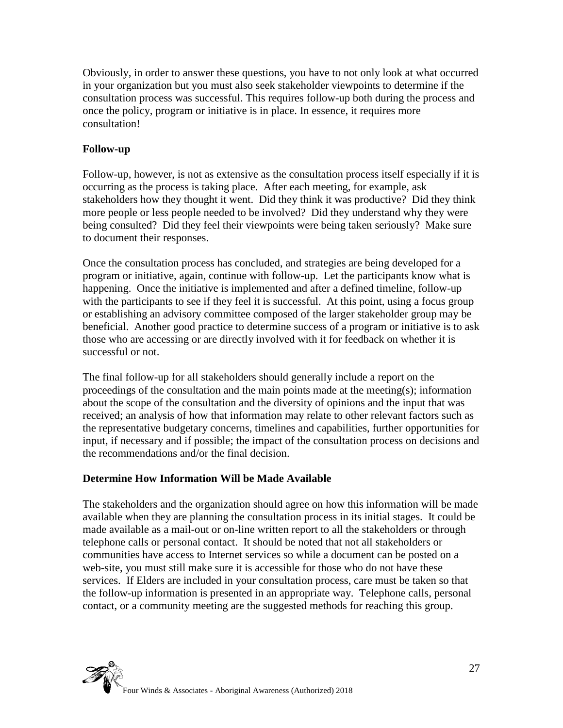Obviously, in order to answer these questions, you have to not only look at what occurred in your organization but you must also seek stakeholder viewpoints to determine if the consultation process was successful. This requires follow-up both during the process and once the policy, program or initiative is in place. In essence, it requires more consultation!

**Follow-up**

Follow-up, however, is not as extensive as the consultation process itself especially if it is occurring as the process is taking place. After each meeting, for example, ask stakeholders how they thought it went. Did they think it was productive? Did they think more people or less people needed to be involved? Did they understand why they were being consulted? Did they feel their viewpoints were being taken seriously? Make sure to document their responses.

Once the consultation process has concluded, and strategies are being developed for a program or initiative, again, continue with follow-up. Let the participants know what is happening. Once the initiative is implemented and after a defined timeline, follow-up with the participants to see if they feel it is successful. At this point, using a focus group or establishing an advisory committee composed of the larger stakeholder group may be beneficial. Another good practice to determine success of a program or initiative is to ask those who are accessing or are directly involved with it for feedback on whether it is successful or not.

The final follow-up for all stakeholders should generally include a report on the proceedings of the consultation and the main points made at the meeting(s); information about the scope of the consultation and the diversity of opinions and the input that was received; an analysis of how that information may relate to other relevant factors such as the representative budgetary concerns, timelines and capabilities, further opportunities for input, if necessary and if possible; the impact of the consultation process on decisions and the recommendations and/or the final decision.

**Determine How Information Will be Made Available**

The stakeholders and the organization should agree on how this information will be made available when they are planning the consultation process in its initial stages. It could be made available as a mail-out or on-line written report to all the stakeholders or through telephone calls or personal contact. It should be noted that not all stakeholders or communities have access to Internet services so while a document can be posted on a web-site, you must still make sure it is accessible for those who do not have these services. If Elders are included in your consultation process, care must be taken so that the follow-up information is presented in an appropriate way. Telephone calls, personal contact, or a community meeting are the suggested methods for reaching this group.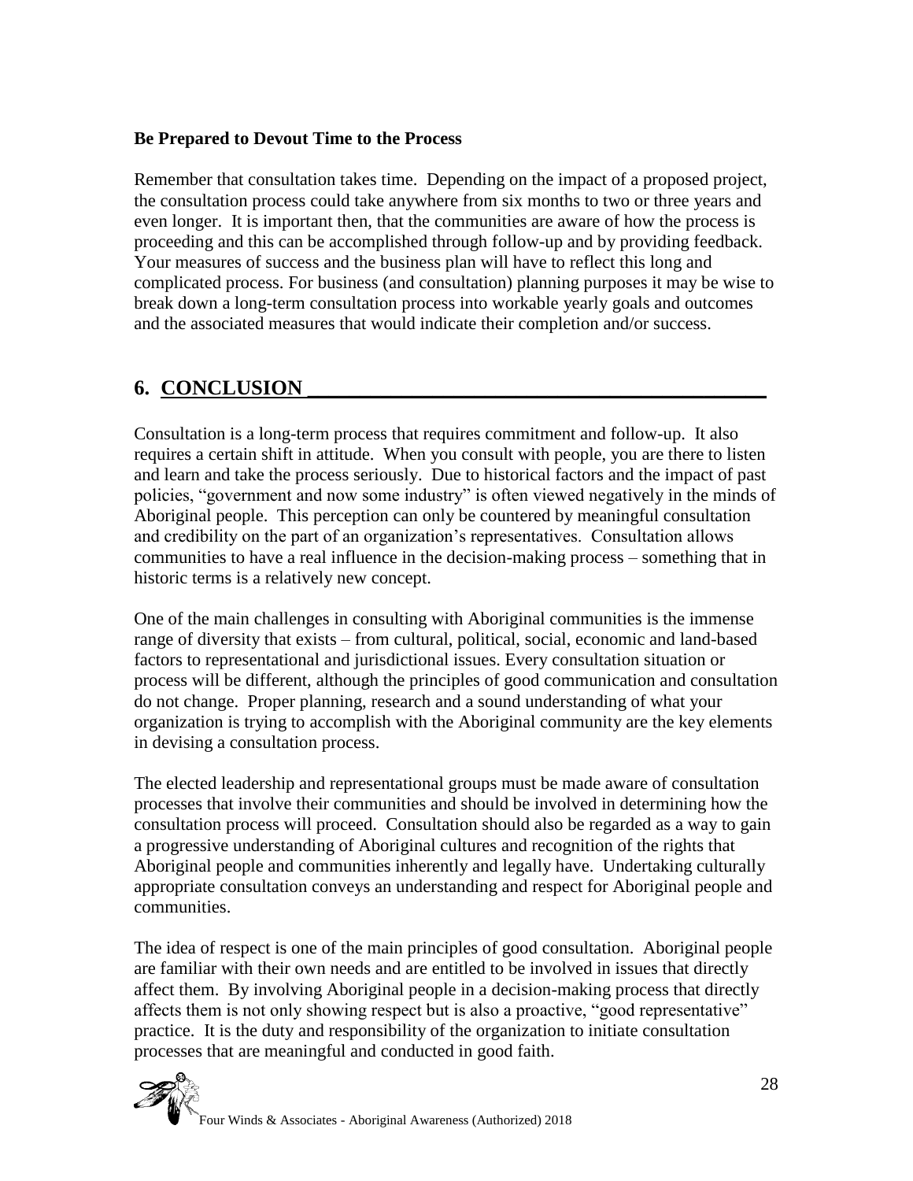**Be Prepared to Devout Time to the Process**

Remember that consultation takes time. Depending on the impact of a proposed project, the consultation process could take anywhere from six months to two or three years and even longer. It is important then, that the communities are aware of how the process is proceeding and this can be accomplished through follow-up and by providing feedback. Your measures of success and the business plan will have to reflect this long and complicated process. For business (and consultation) planning purposes it may be wise to break down a long-term consultation process into workable yearly goals and outcomes and the associated measures that would indicate their completion and/or success.

## 6. CONCLUSION

Consultation is a long-term process that requires commitment and follow-up. It also requires a certain shift in attitude. When you consult with people, you are there to listen and learn and take the process seriously. Due to historical factors and the impact of past policies, "government and now some industry" is often viewed negatively in the minds of Aboriginal people. This perception can only be countered by meaningful consultation and credibility on the part of an organization's representatives. Consultation allows communities to have a real influence in the decision-making process – something that in historic terms is a relatively new concept.

One of the main challenges in consulting with Aboriginal communities is the immense range of diversity that exists – from cultural, political, social, economic and land-based factors to representational and jurisdictional issues. Every consultation situation or process will be different, although the principles of good communication and consultation do not change. Proper planning, research and a sound understanding of what your organization is trying to accomplish with the Aboriginal community are the key elements in devising a consultation process.

The elected leadership and representational groups must be made aware of consultation processes that involve their communities and should be involved in determining how the consultation process will proceed. Consultation should also be regarded as a way to gain a progressive understanding of Aboriginal cultures and recognition of the rights that Aboriginal people and communities inherently and legally have. Undertaking culturally appropriate consultation conveys an understanding and respect for Aboriginal people and communities.

The idea of respect is one of the main principles of good consultation. Aboriginal people are familiar with their own needs and are entitled to be involved in issues that directly affect them. By involving Aboriginal people in a decision-making process that directly affects them is not only showing respect but is also a proactive, "good representative" practice. It is the duty and responsibility of the organization to initiate consultation processes that are meaningful and conducted in good faith.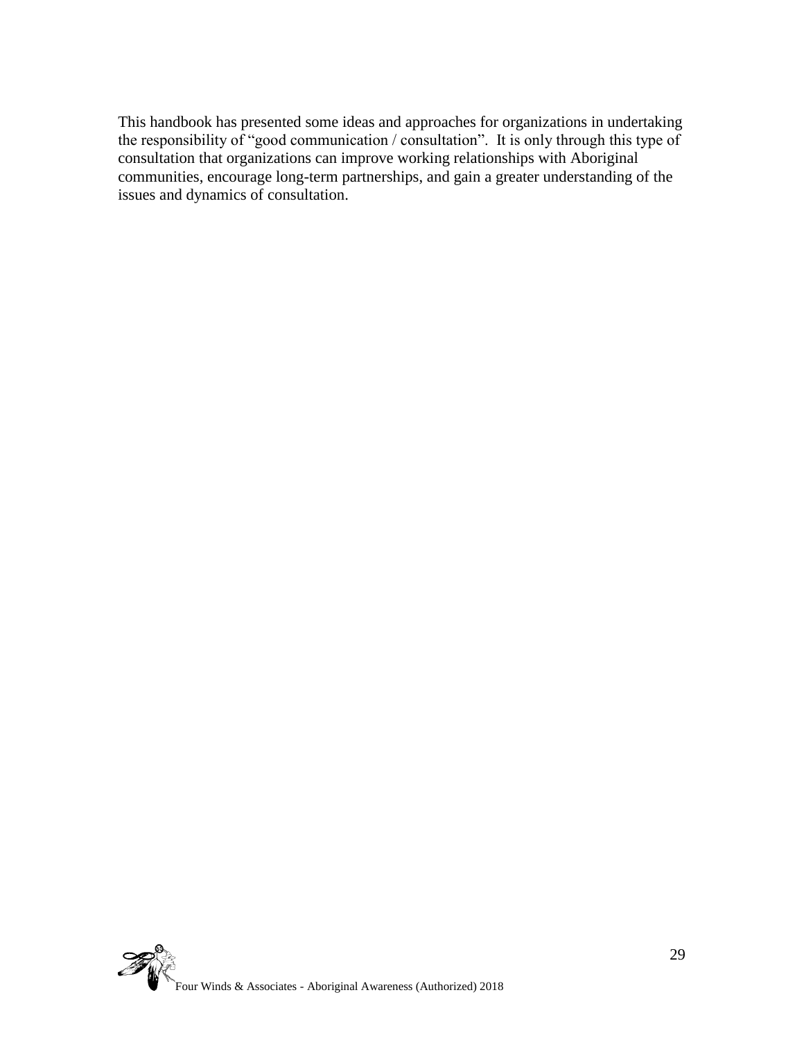This handbook has presented some ideas and approaches for organizations in undertaking the responsibility of "good communication / consultation". It is only through this type of consultation that organizations can improve working relationships with Aboriginal communities, encourage long-term partnerships, and gain a greater understanding of the issues and dynamics of consultation.